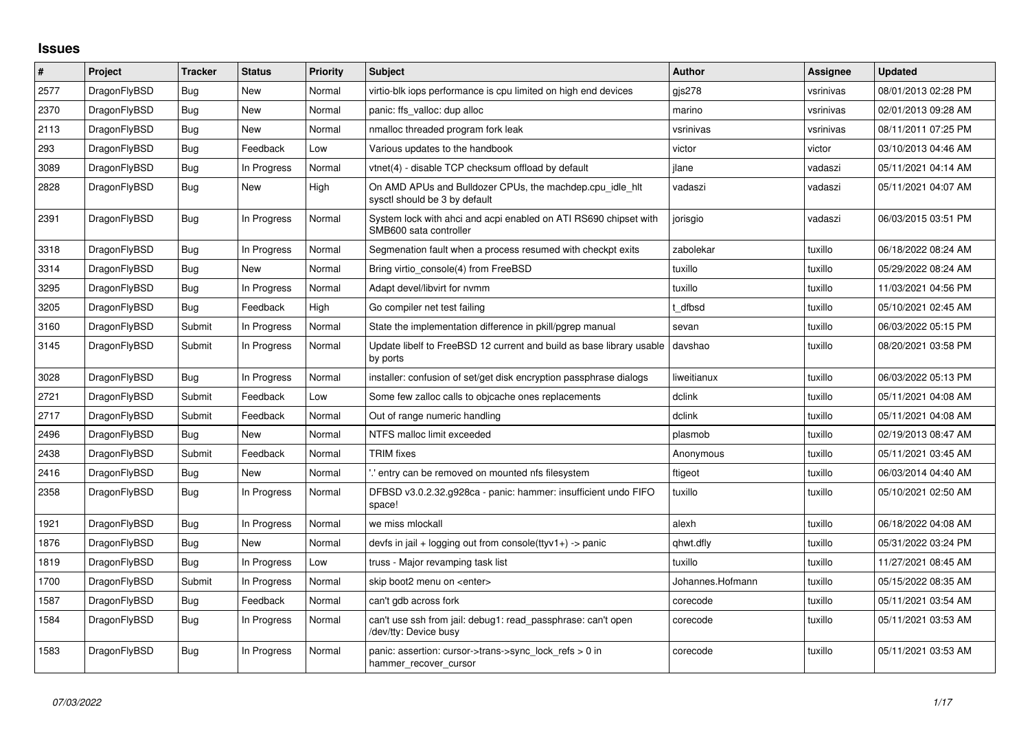## Issues

| # | Project | Tracker | Status | Priority | Subject | Author | Assignee | Updated |
|---|---|---|---|---|---|---|---|---|
| 2577 | DragonFlyBSD | Bug | New | Normal | virtio-blk iops performance is cpu limited on high end devices | gjs278 | vsrinivas | 08/01/2013 02:28 PM |
| 2370 | DragonFlyBSD | Bug | New | Normal | panic: ffs_valloc: dup alloc | marino | vsrinivas | 02/01/2013 09:28 AM |
| 2113 | DragonFlyBSD | Bug | New | Normal | nmalloc threaded program fork leak | vsrinivas | vsrinivas | 08/11/2011 07:25 PM |
| 293 | DragonFlyBSD | Bug | Feedback | Low | Various updates to the handbook | victor | victor | 03/10/2013 04:46 AM |
| 3089 | DragonFlyBSD | Bug | In Progress | Normal | vtnet(4) - disable TCP checksum offload by default | jlane | vadaszi | 05/11/2021 04:14 AM |
| 2828 | DragonFlyBSD | Bug | New | High | On AMD APUs and Bulldozer CPUs, the machdep.cpu_idle_hlt sysctl should be 3 by default | vadaszi | vadaszi | 05/11/2021 04:07 AM |
| 2391 | DragonFlyBSD | Bug | In Progress | Normal | System lock with ahci and acpi enabled on ATI RS690 chipset with SMB600 sata controller | jorisgio | vadaszi | 06/03/2015 03:51 PM |
| 3318 | DragonFlyBSD | Bug | In Progress | Normal | Segmenation fault when a process resumed with checkpt exits | zabolekar | tuxillo | 06/18/2022 08:24 AM |
| 3314 | DragonFlyBSD | Bug | New | Normal | Bring virtio_console(4) from FreeBSD | tuxillo | tuxillo | 05/29/2022 08:24 AM |
| 3295 | DragonFlyBSD | Bug | In Progress | Normal | Adapt devel/libvirt for nvmm | tuxillo | tuxillo | 11/03/2021 04:56 PM |
| 3205 | DragonFlyBSD | Bug | Feedback | High | Go compiler net test failing | t_dfbsd | tuxillo | 05/10/2021 02:45 AM |
| 3160 | DragonFlyBSD | Submit | In Progress | Normal | State the implementation difference in pkill/pgrep manual | sevan | tuxillo | 06/03/2022 05:15 PM |
| 3145 | DragonFlyBSD | Submit | In Progress | Normal | Update libelf to FreeBSD 12 current and build as base library usable by ports | davshao | tuxillo | 08/20/2021 03:58 PM |
| 3028 | DragonFlyBSD | Bug | In Progress | Normal | installer: confusion of set/get disk encryption passphrase dialogs | liweitianux | tuxillo | 06/03/2022 05:13 PM |
| 2721 | DragonFlyBSD | Submit | Feedback | Low | Some few zalloc calls to objcache ones replacements | dclink | tuxillo | 05/11/2021 04:08 AM |
| 2717 | DragonFlyBSD | Submit | Feedback | Normal | Out of range numeric handling | dclink | tuxillo | 05/11/2021 04:08 AM |
| 2496 | DragonFlyBSD | Bug | New | Normal | NTFS malloc limit exceeded | plasmob | tuxillo | 02/19/2013 08:47 AM |
| 2438 | DragonFlyBSD | Submit | Feedback | Normal | TRIM fixes | Anonymous | tuxillo | 05/11/2021 03:45 AM |
| 2416 | DragonFlyBSD | Bug | New | Normal | '.' entry can be removed on mounted nfs filesystem | ftigeot | tuxillo | 06/03/2014 04:40 AM |
| 2358 | DragonFlyBSD | Bug | In Progress | Normal | DFBSD v3.0.2.32.g928ca - panic: hammer: insufficient undo FIFO space! | tuxillo | tuxillo | 05/10/2021 02:50 AM |
| 1921 | DragonFlyBSD | Bug | In Progress | Normal | we miss mlockall | alexh | tuxillo | 06/18/2022 04:08 AM |
| 1876 | DragonFlyBSD | Bug | New | Normal | devfs in jail + logging out from console(ttyv1+) -> panic | qhwt.dfly | tuxillo | 05/31/2022 03:24 PM |
| 1819 | DragonFlyBSD | Bug | In Progress | Low | truss - Major revamping task list | tuxillo | tuxillo | 11/27/2021 08:45 AM |
| 1700 | DragonFlyBSD | Submit | In Progress | Normal | skip boot2 menu on <enter> | Johannes.Hofmann | tuxillo | 05/15/2022 08:35 AM |
| 1587 | DragonFlyBSD | Bug | Feedback | Normal | can't gdb across fork | corecode | tuxillo | 05/11/2021 03:54 AM |
| 1584 | DragonFlyBSD | Bug | In Progress | Normal | can't use ssh from jail: debug1: read_passphrase: can't open /dev/tty: Device busy | corecode | tuxillo | 05/11/2021 03:53 AM |
| 1583 | DragonFlyBSD | Bug | In Progress | Normal | panic: assertion: cursor->trans->sync_lock_refs > 0 in hammer_recover_cursor | corecode | tuxillo | 05/11/2021 03:53 AM |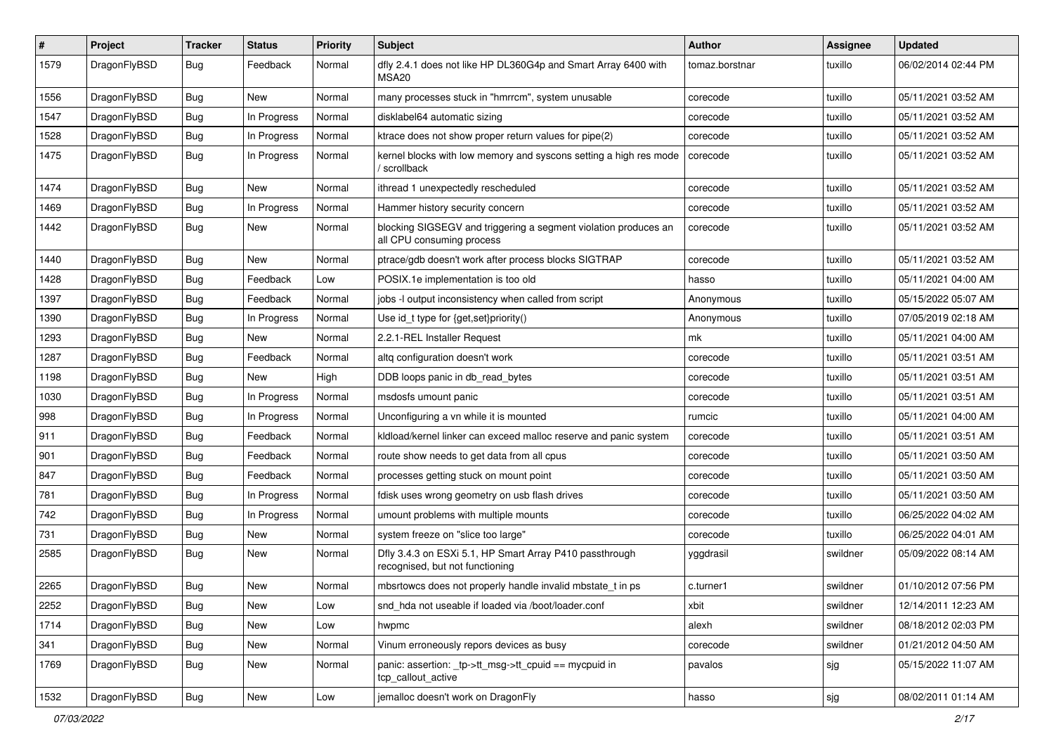| # | Project | Tracker | Status | Priority | Subject | Author | Assignee | Updated |
|---|---|---|---|---|---|---|---|---|
| 1579 | DragonFlyBSD | Bug | Feedback | Normal | dfly 2.4.1 does not like HP DL360G4p and Smart Array 6400 with MSA20 | tomaz.borstnar | tuxillo | 06/02/2014 02:44 PM |
| 1556 | DragonFlyBSD | Bug | New | Normal | many processes stuck in "hmrrcm", system unusable | corecode | tuxillo | 05/11/2021 03:52 AM |
| 1547 | DragonFlyBSD | Bug | In Progress | Normal | disklabel64 automatic sizing | corecode | tuxillo | 05/11/2021 03:52 AM |
| 1528 | DragonFlyBSD | Bug | In Progress | Normal | ktrace does not show proper return values for pipe(2) | corecode | tuxillo | 05/11/2021 03:52 AM |
| 1475 | DragonFlyBSD | Bug | In Progress | Normal | kernel blocks with low memory and syscons setting a high res mode / scrollback | corecode | tuxillo | 05/11/2021 03:52 AM |
| 1474 | DragonFlyBSD | Bug | New | Normal | ithread 1 unexpectedly rescheduled | corecode | tuxillo | 05/11/2021 03:52 AM |
| 1469 | DragonFlyBSD | Bug | In Progress | Normal | Hammer history security concern | corecode | tuxillo | 05/11/2021 03:52 AM |
| 1442 | DragonFlyBSD | Bug | New | Normal | blocking SIGSEGV and triggering a segment violation produces an all CPU consuming process | corecode | tuxillo | 05/11/2021 03:52 AM |
| 1440 | DragonFlyBSD | Bug | New | Normal | ptrace/gdb doesn't work after process blocks SIGTRAP | corecode | tuxillo | 05/11/2021 03:52 AM |
| 1428 | DragonFlyBSD | Bug | Feedback | Low | POSIX.1e implementation is too old | hasso | tuxillo | 05/11/2021 04:00 AM |
| 1397 | DragonFlyBSD | Bug | Feedback | Normal | jobs -l output inconsistency when called from script | Anonymous | tuxillo | 05/15/2022 05:07 AM |
| 1390 | DragonFlyBSD | Bug | In Progress | Normal | Use id_t type for {get,set}priority() | Anonymous | tuxillo | 07/05/2019 02:18 AM |
| 1293 | DragonFlyBSD | Bug | New | Normal | 2.2.1-REL Installer Request | mk | tuxillo | 05/11/2021 04:00 AM |
| 1287 | DragonFlyBSD | Bug | Feedback | Normal | altq configuration doesn't work | corecode | tuxillo | 05/11/2021 03:51 AM |
| 1198 | DragonFlyBSD | Bug | New | High | DDB loops panic in db_read_bytes | corecode | tuxillo | 05/11/2021 03:51 AM |
| 1030 | DragonFlyBSD | Bug | In Progress | Normal | msdosfs umount panic | corecode | tuxillo | 05/11/2021 03:51 AM |
| 998 | DragonFlyBSD | Bug | In Progress | Normal | Unconfiguring a vn while it is mounted | rumcic | tuxillo | 05/11/2021 04:00 AM |
| 911 | DragonFlyBSD | Bug | Feedback | Normal | kldload/kernel linker can exceed malloc reserve and panic system | corecode | tuxillo | 05/11/2021 03:51 AM |
| 901 | DragonFlyBSD | Bug | Feedback | Normal | route show needs to get data from all cpus | corecode | tuxillo | 05/11/2021 03:50 AM |
| 847 | DragonFlyBSD | Bug | Feedback | Normal | processes getting stuck on mount point | corecode | tuxillo | 05/11/2021 03:50 AM |
| 781 | DragonFlyBSD | Bug | In Progress | Normal | fdisk uses wrong geometry on usb flash drives | corecode | tuxillo | 05/11/2021 03:50 AM |
| 742 | DragonFlyBSD | Bug | In Progress | Normal | umount problems with multiple mounts | corecode | tuxillo | 06/25/2022 04:02 AM |
| 731 | DragonFlyBSD | Bug | New | Normal | system freeze on "slice too large" | corecode | tuxillo | 06/25/2022 04:01 AM |
| 2585 | DragonFlyBSD | Bug | New | Normal | Dfly 3.4.3 on ESXi 5.1, HP Smart Array P410 passthrough recognised, but not functioning | yggdrasil | swildner | 05/09/2022 08:14 AM |
| 2265 | DragonFlyBSD | Bug | New | Normal | mbsrtowcs does not properly handle invalid mbstate_t in ps | c.turner1 | swildner | 01/10/2012 07:56 PM |
| 2252 | DragonFlyBSD | Bug | New | Low | snd_hda not useable if loaded via /boot/loader.conf | xbit | swildner | 12/14/2011 12:23 AM |
| 1714 | DragonFlyBSD | Bug | New | Low | hwpmc | alexh | swildner | 08/18/2012 02:03 PM |
| 341 | DragonFlyBSD | Bug | New | Normal | Vinum erroneously repors devices as busy | corecode | swildner | 01/21/2012 04:50 AM |
| 1769 | DragonFlyBSD | Bug | New | Normal | panic: assertion: _tp->tt_msg->tt_cpuid == mycpuid in tcp_callout_active | pavalos | sjg | 05/15/2022 11:07 AM |
| 1532 | DragonFlyBSD | Bug | New | Low | jemalloc doesn't work on DragonFly | hasso | sjg | 08/02/2011 01:14 AM |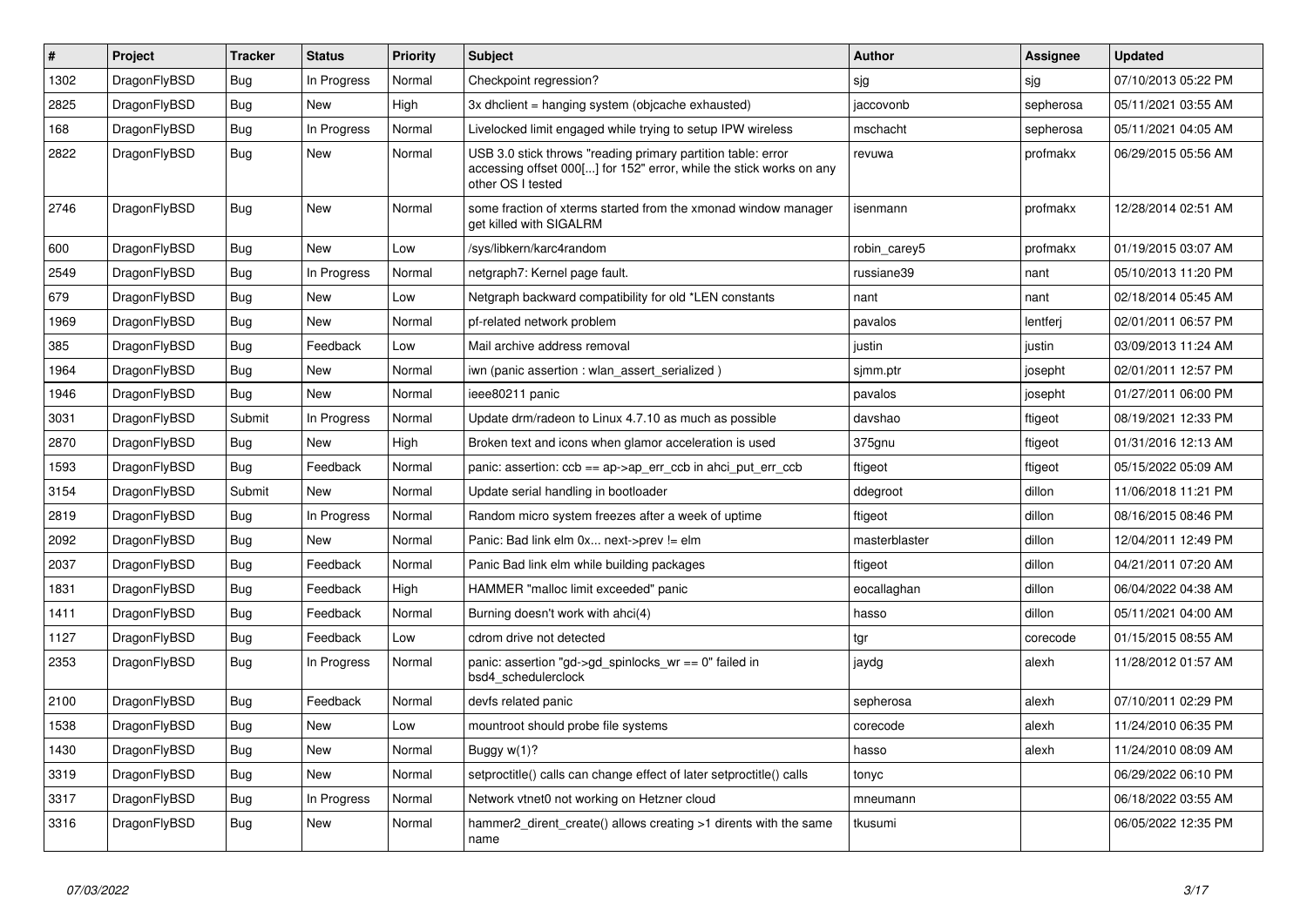| # | Project | Tracker | Status | Priority | Subject | Author | Assignee | Updated |
|---|---|---|---|---|---|---|---|---|
| 1302 | DragonFlyBSD | Bug | In Progress | Normal | Checkpoint regression? | sjg | sjg | 07/10/2013 05:22 PM |
| 2825 | DragonFlyBSD | Bug | New | High | 3x dhclient = hanging system (objcache exhausted) | jaccovonb | sepherosa | 05/11/2021 03:55 AM |
| 168 | DragonFlyBSD | Bug | In Progress | Normal | Livelocked limit engaged while trying to setup IPW wireless | mschacht | sepherosa | 05/11/2021 04:05 AM |
| 2822 | DragonFlyBSD | Bug | New | Normal | USB 3.0 stick throws "reading primary partition table: error accessing offset 000[...] for 152" error, while the stick works on any other OS I tested | revuwa | profmakx | 06/29/2015 05:56 AM |
| 2746 | DragonFlyBSD | Bug | New | Normal | some fraction of xterms started from the xmonad window manager get killed with SIGALRM | isenmann | profmakx | 12/28/2014 02:51 AM |
| 600 | DragonFlyBSD | Bug | New | Low | /sys/libkern/karc4random | robin_carey5 | profmakx | 01/19/2015 03:07 AM |
| 2549 | DragonFlyBSD | Bug | In Progress | Normal | netgraph7: Kernel page fault. | russiane39 | nant | 05/10/2013 11:20 PM |
| 679 | DragonFlyBSD | Bug | New | Low | Netgraph backward compatibility for old *LEN constants | nant | nant | 02/18/2014 05:45 AM |
| 1969 | DragonFlyBSD | Bug | New | Normal | pf-related network problem | pavalos | lentferj | 02/01/2011 06:57 PM |
| 385 | DragonFlyBSD | Bug | Feedback | Low | Mail archive address removal | justin | justin | 03/09/2013 11:24 AM |
| 1964 | DragonFlyBSD | Bug | New | Normal | iwn (panic assertion : wlan_assert_serialized ) | sjmm.ptr | josepht | 02/01/2011 12:57 PM |
| 1946 | DragonFlyBSD | Bug | New | Normal | ieee80211 panic | pavalos | josepht | 01/27/2011 06:00 PM |
| 3031 | DragonFlyBSD | Submit | In Progress | Normal | Update drm/radeon to Linux 4.7.10 as much as possible | davshao | ftigeot | 08/19/2021 12:33 PM |
| 2870 | DragonFlyBSD | Bug | New | High | Broken text and icons when glamor acceleration is used | 375gnu | ftigeot | 01/31/2016 12:13 AM |
| 1593 | DragonFlyBSD | Bug | Feedback | Normal | panic: assertion: ccb == ap->ap_err_ccb in ahci_put_err_ccb | ftigeot | ftigeot | 05/15/2022 05:09 AM |
| 3154 | DragonFlyBSD | Submit | New | Normal | Update serial handling in bootloader | ddegroot | dillon | 11/06/2018 11:21 PM |
| 2819 | DragonFlyBSD | Bug | In Progress | Normal | Random micro system freezes after a week of uptime | ftigeot | dillon | 08/16/2015 08:46 PM |
| 2092 | DragonFlyBSD | Bug | New | Normal | Panic: Bad link elm 0x... next->prev != elm | masterblaster | dillon | 12/04/2011 12:49 PM |
| 2037 | DragonFlyBSD | Bug | Feedback | Normal | Panic Bad link elm while building packages | ftigeot | dillon | 04/21/2011 07:20 AM |
| 1831 | DragonFlyBSD | Bug | Feedback | High | HAMMER "malloc limit exceeded" panic | eocallaghan | dillon | 06/04/2022 04:38 AM |
| 1411 | DragonFlyBSD | Bug | Feedback | Normal | Burning doesn't work with ahci(4) | hasso | dillon | 05/11/2021 04:00 AM |
| 1127 | DragonFlyBSD | Bug | Feedback | Low | cdrom drive not detected | tgr | corecode | 01/15/2015 08:55 AM |
| 2353 | DragonFlyBSD | Bug | In Progress | Normal | panic: assertion "gd->gd_spinlocks_wr == 0" failed in bsd4_schedulerclock | jaydg | alexh | 11/28/2012 01:57 AM |
| 2100 | DragonFlyBSD | Bug | Feedback | Normal | devfs related panic | sepherosa | alexh | 07/10/2011 02:29 PM |
| 1538 | DragonFlyBSD | Bug | New | Low | mountroot should probe file systems | corecode | alexh | 11/24/2010 06:35 PM |
| 1430 | DragonFlyBSD | Bug | New | Normal | Buggy w(1)? | hasso | alexh | 11/24/2010 08:09 AM |
| 3319 | DragonFlyBSD | Bug | New | Normal | setproctitle() calls can change effect of later setproctitle() calls | tonyc | | 06/29/2022 06:10 PM |
| 3317 | DragonFlyBSD | Bug | In Progress | Normal | Network vtnet0 not working on Hetzner cloud | mneumann | | 06/18/2022 03:55 AM |
| 3316 | DragonFlyBSD | Bug | New | Normal | hammer2_dirent_create() allows creating >1 dirents with the same name | tkusumi | | 06/05/2022 12:35 PM |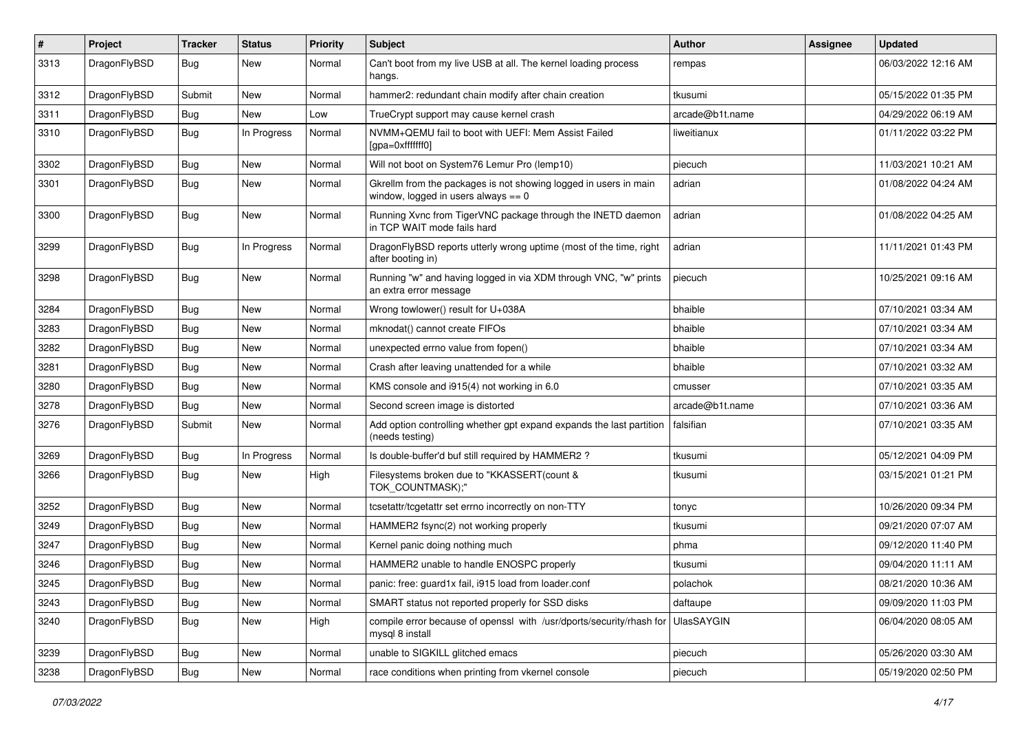| # | Project | Tracker | Status | Priority | Subject | Author | Assignee | Updated |
|---|---|---|---|---|---|---|---|---|
| 3313 | DragonFlyBSD | Bug | New | Normal | Can't boot from my live USB at all. The kernel loading process hangs. | rempas | | 06/03/2022 12:16 AM |
| 3312 | DragonFlyBSD | Submit | New | Normal | hammer2: redundant chain modify after chain creation | tkusumi | | 05/15/2022 01:35 PM |
| 3311 | DragonFlyBSD | Bug | New | Low | TrueCrypt support may cause kernel crash | arcade@b1t.name | | 04/29/2022 06:19 AM |
| 3310 | DragonFlyBSD | Bug | In Progress | Normal | NVMM+QEMU fail to boot with UEFI: Mem Assist Failed [gpa=0xfffffff0] | liweitianux | | 01/11/2022 03:22 PM |
| 3302 | DragonFlyBSD | Bug | New | Normal | Will not boot on System76 Lemur Pro (lemp10) | piecuch | | 11/03/2021 10:21 AM |
| 3301 | DragonFlyBSD | Bug | New | Normal | Gkrellm from the packages is not showing logged in users in main window, logged in users always == 0 | adrian | | 01/08/2022 04:24 AM |
| 3300 | DragonFlyBSD | Bug | New | Normal | Running Xvnc from TigerVNC package through the INETD daemon in TCP WAIT mode fails hard | adrian | | 01/08/2022 04:25 AM |
| 3299 | DragonFlyBSD | Bug | In Progress | Normal | DragonFlyBSD reports utterly wrong uptime (most of the time, right after booting in) | adrian | | 11/11/2021 01:43 PM |
| 3298 | DragonFlyBSD | Bug | New | Normal | Running "w" and having logged in via XDM through VNC, "w" prints an extra error message | piecuch | | 10/25/2021 09:16 AM |
| 3284 | DragonFlyBSD | Bug | New | Normal | Wrong towlower() result for U+038A | bhaible | | 07/10/2021 03:34 AM |
| 3283 | DragonFlyBSD | Bug | New | Normal | mknodat() cannot create FIFOs | bhaible | | 07/10/2021 03:34 AM |
| 3282 | DragonFlyBSD | Bug | New | Normal | unexpected errno value from fopen() | bhaible | | 07/10/2021 03:34 AM |
| 3281 | DragonFlyBSD | Bug | New | Normal | Crash after leaving unattended for a while | bhaible | | 07/10/2021 03:32 AM |
| 3280 | DragonFlyBSD | Bug | New | Normal | KMS console and i915(4) not working in 6.0 | cmusser | | 07/10/2021 03:35 AM |
| 3278 | DragonFlyBSD | Bug | New | Normal | Second screen image is distorted | arcade@b1t.name | | 07/10/2021 03:36 AM |
| 3276 | DragonFlyBSD | Submit | New | Normal | Add option controlling whether gpt expand expands the last partition (needs testing) | falsifian | | 07/10/2021 03:35 AM |
| 3269 | DragonFlyBSD | Bug | In Progress | Normal | Is double-buffer'd buf still required by HAMMER2 ? | tkusumi | | 05/12/2021 04:09 PM |
| 3266 | DragonFlyBSD | Bug | New | High | Filesystems broken due to "KKASSERT(count & TOK_COUNTMASK);" | tkusumi | | 03/15/2021 01:21 PM |
| 3252 | DragonFlyBSD | Bug | New | Normal | tcsetattr/tcgetattr set errno incorrectly on non-TTY | tonyc | | 10/26/2020 09:34 PM |
| 3249 | DragonFlyBSD | Bug | New | Normal | HAMMER2 fsync(2) not working properly | tkusumi | | 09/21/2020 07:07 AM |
| 3247 | DragonFlyBSD | Bug | New | Normal | Kernel panic doing nothing much | phma | | 09/12/2020 11:40 PM |
| 3246 | DragonFlyBSD | Bug | New | Normal | HAMMER2 unable to handle ENOSPC properly | tkusumi | | 09/04/2020 11:11 AM |
| 3245 | DragonFlyBSD | Bug | New | Normal | panic: free: guard1x fail, i915 load from loader.conf | polachok | | 08/21/2020 10:36 AM |
| 3243 | DragonFlyBSD | Bug | New | Normal | SMART status not reported properly for SSD disks | daftaupe | | 09/09/2020 11:03 PM |
| 3240 | DragonFlyBSD | Bug | New | High | compile error because of openssl with /usr/dports/security/rhash for mysql 8 install | UlasSAYGIN | | 06/04/2020 08:05 AM |
| 3239 | DragonFlyBSD | Bug | New | Normal | unable to SIGKILL glitched emacs | piecuch | | 05/26/2020 03:30 AM |
| 3238 | DragonFlyBSD | Bug | New | Normal | race conditions when printing from vkernel console | piecuch | | 05/19/2020 02:50 PM |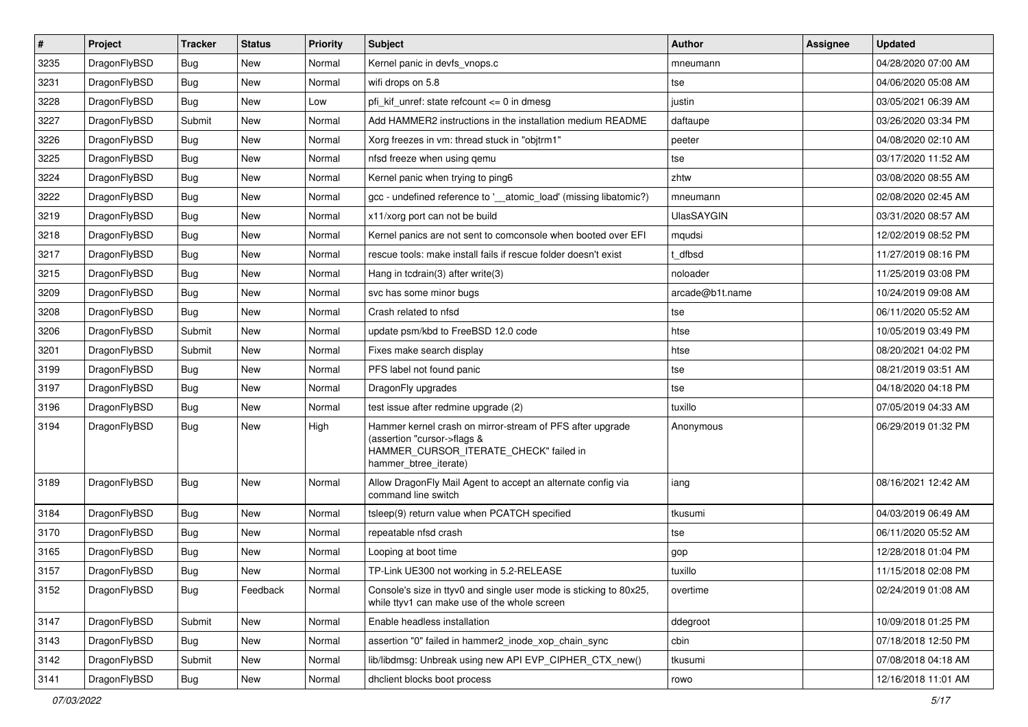| # | Project | Tracker | Status | Priority | Subject | Author | Assignee | Updated |
|---|---|---|---|---|---|---|---|---|
| 3235 | DragonFlyBSD | Bug | New | Normal | Kernel panic in devfs_vnops.c | mneumann | | 04/28/2020 07:00 AM |
| 3231 | DragonFlyBSD | Bug | New | Normal | wifi drops on 5.8 | tse | | 04/06/2020 05:08 AM |
| 3228 | DragonFlyBSD | Bug | New | Low | pfi_kif_unref: state refcount <= 0 in dmesg | justin | | 03/05/2021 06:39 AM |
| 3227 | DragonFlyBSD | Submit | New | Normal | Add HAMMER2 instructions in the installation medium README | daftaupe | | 03/26/2020 03:34 PM |
| 3226 | DragonFlyBSD | Bug | New | Normal | Xorg freezes in vm: thread stuck in "objtrm1" | peeter | | 04/08/2020 02:10 AM |
| 3225 | DragonFlyBSD | Bug | New | Normal | nfsd freeze when using qemu | tse | | 03/17/2020 11:52 AM |
| 3224 | DragonFlyBSD | Bug | New | Normal | Kernel panic when trying to ping6 | zhtw | | 03/08/2020 08:55 AM |
| 3222 | DragonFlyBSD | Bug | New | Normal | gcc - undefined reference to '__atomic_load' (missing libatomic?) | mneumann | | 02/08/2020 02:45 AM |
| 3219 | DragonFlyBSD | Bug | New | Normal | x11/xorg port can not be build | UlasSAYGIN | | 03/31/2020 08:57 AM |
| 3218 | DragonFlyBSD | Bug | New | Normal | Kernel panics are not sent to comconsole when booted over EFI | mqudsi | | 12/02/2019 08:52 PM |
| 3217 | DragonFlyBSD | Bug | New | Normal | rescue tools: make install fails if rescue folder doesn't exist | t_dfbsd | | 11/27/2019 08:16 PM |
| 3215 | DragonFlyBSD | Bug | New | Normal | Hang in tcdrain(3) after write(3) | noloader | | 11/25/2019 03:08 PM |
| 3209 | DragonFlyBSD | Bug | New | Normal | svc has some minor bugs | arcade@b1t.name | | 10/24/2019 09:08 AM |
| 3208 | DragonFlyBSD | Bug | New | Normal | Crash related to nfsd | tse | | 06/11/2020 05:52 AM |
| 3206 | DragonFlyBSD | Submit | New | Normal | update psm/kbd to FreeBSD 12.0 code | htse | | 10/05/2019 03:49 PM |
| 3201 | DragonFlyBSD | Submit | New | Normal | Fixes make search display | htse | | 08/20/2021 04:02 PM |
| 3199 | DragonFlyBSD | Bug | New | Normal | PFS label not found panic | tse | | 08/21/2019 03:51 AM |
| 3197 | DragonFlyBSD | Bug | New | Normal | DragonFly upgrades | tse | | 04/18/2020 04:18 PM |
| 3196 | DragonFlyBSD | Bug | New | Normal | test issue after redmine upgrade (2) | tuxillo | | 07/05/2019 04:33 AM |
| 3194 | DragonFlyBSD | Bug | New | High | Hammer kernel crash on mirror-stream of PFS after upgrade (assertion "cursor->flags & HAMMER_CURSOR_ITERATE_CHECK" failed in hammer_btree_iterate) | Anonymous | | 06/29/2019 01:32 PM |
| 3189 | DragonFlyBSD | Bug | New | Normal | Allow DragonFly Mail Agent to accept an alternate config via command line switch | iang | | 08/16/2021 12:42 AM |
| 3184 | DragonFlyBSD | Bug | New | Normal | tsleep(9) return value when PCATCH specified | tkusumi | | 04/03/2019 06:49 AM |
| 3170 | DragonFlyBSD | Bug | New | Normal | repeatable nfsd crash | tse | | 06/11/2020 05:52 AM |
| 3165 | DragonFlyBSD | Bug | New | Normal | Looping at boot time | gop | | 12/28/2018 01:04 PM |
| 3157 | DragonFlyBSD | Bug | New | Normal | TP-Link UE300 not working in 5.2-RELEASE | tuxillo | | 11/15/2018 02:08 PM |
| 3152 | DragonFlyBSD | Bug | Feedback | Normal | Console's size in ttyv0 and single user mode is sticking to 80x25, while ttyv1 can make use of the whole screen | overtime | | 02/24/2019 01:08 AM |
| 3147 | DragonFlyBSD | Submit | New | Normal | Enable headless installation | ddegroot | | 10/09/2018 01:25 PM |
| 3143 | DragonFlyBSD | Bug | New | Normal | assertion "0" failed in hammer2_inode_xop_chain_sync | cbin | | 07/18/2018 12:50 PM |
| 3142 | DragonFlyBSD | Submit | New | Normal | lib/libdmsg: Unbreak using new API EVP_CIPHER_CTX_new() | tkusumi | | 07/08/2018 04:18 AM |
| 3141 | DragonFlyBSD | Bug | New | Normal | dhclient blocks boot process | rowo | | 12/16/2018 11:01 AM |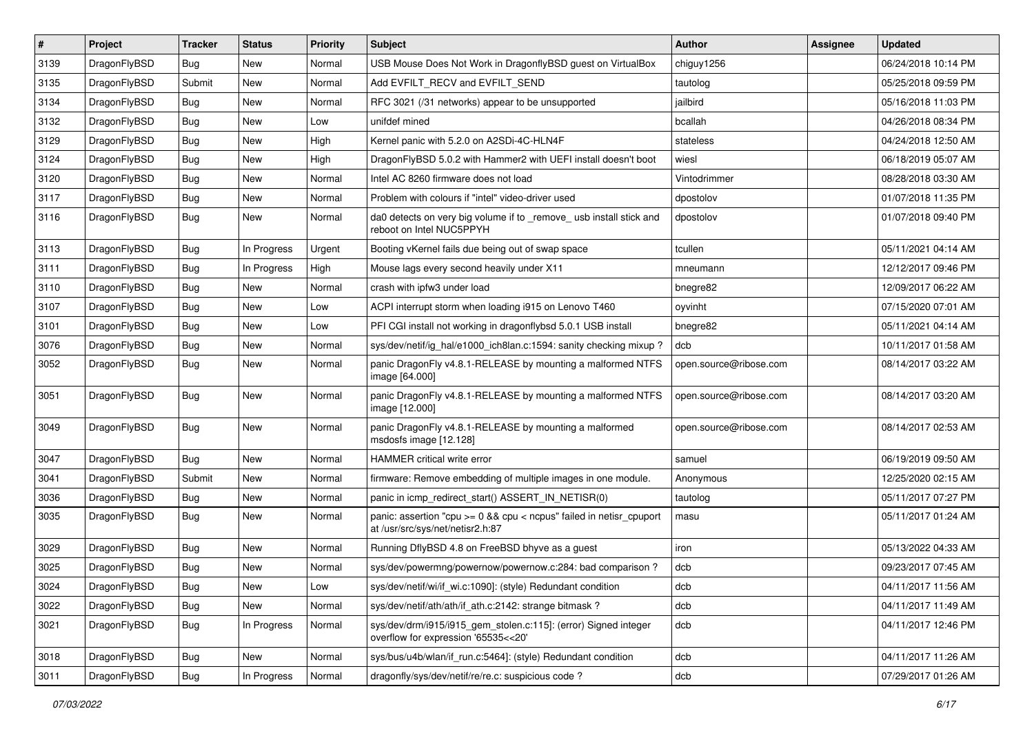| # | Project | Tracker | Status | Priority | Subject | Author | Assignee | Updated |
|---|---|---|---|---|---|---|---|---|
| 3139 | DragonFlyBSD | Bug | New | Normal | USB Mouse Does Not Work in DragonflyBSD guest on VirtualBox | chiguy1256 | | 06/24/2018 10:14 PM |
| 3135 | DragonFlyBSD | Submit | New | Normal | Add EVFILT_RECV and EVFILT_SEND | tautolog | | 05/25/2018 09:59 PM |
| 3134 | DragonFlyBSD | Bug | New | Normal | RFC 3021 (/31 networks) appear to be unsupported | jailbird | | 05/16/2018 11:03 PM |
| 3132 | DragonFlyBSD | Bug | New | Low | unifdef mined | bcallah | | 04/26/2018 08:34 PM |
| 3129 | DragonFlyBSD | Bug | New | High | Kernel panic with 5.2.0 on A2SDi-4C-HLN4F | stateless | | 04/24/2018 12:50 AM |
| 3124 | DragonFlyBSD | Bug | New | High | DragonFlyBSD 5.0.2 with Hammer2 with UEFI install doesn't boot | wiesl | | 06/18/2019 05:07 AM |
| 3120 | DragonFlyBSD | Bug | New | Normal | Intel AC 8260 firmware does not load | Vintodrimmer | | 08/28/2018 03:30 AM |
| 3117 | DragonFlyBSD | Bug | New | Normal | Problem with colours if "intel" video-driver used | dpostolov | | 01/07/2018 11:35 PM |
| 3116 | DragonFlyBSD | Bug | New | Normal | da0 detects on very big volume if to _remove_ usb install stick and reboot on Intel NUC5PPYH | dpostolov | | 01/07/2018 09:40 PM |
| 3113 | DragonFlyBSD | Bug | In Progress | Urgent | Booting vKernel fails due being out of swap space | tcullen | | 05/11/2021 04:14 AM |
| 3111 | DragonFlyBSD | Bug | In Progress | High | Mouse lags every second heavily under X11 | mneumann | | 12/12/2017 09:46 PM |
| 3110 | DragonFlyBSD | Bug | New | Normal | crash with ipfw3 under load | bnegre82 | | 12/09/2017 06:22 AM |
| 3107 | DragonFlyBSD | Bug | New | Low | ACPI interrupt storm when loading i915 on Lenovo T460 | oyvinht | | 07/15/2020 07:01 AM |
| 3101 | DragonFlyBSD | Bug | New | Low | PFI CGI install not working in dragonflybsd 5.0.1 USB install | bnegre82 | | 05/11/2021 04:14 AM |
| 3076 | DragonFlyBSD | Bug | New | Normal | sys/dev/netif/ig_hal/e1000_ich8lan.c:1594: sanity checking mixup ? | dcb | | 10/11/2017 01:58 AM |
| 3052 | DragonFlyBSD | Bug | New | Normal | panic DragonFly v4.8.1-RELEASE by mounting a malformed NTFS image [64.000] | open.source@ribose.com | | 08/14/2017 03:22 AM |
| 3051 | DragonFlyBSD | Bug | New | Normal | panic DragonFly v4.8.1-RELEASE by mounting a malformed NTFS image [12.000] | open.source@ribose.com | | 08/14/2017 03:20 AM |
| 3049 | DragonFlyBSD | Bug | New | Normal | panic DragonFly v4.8.1-RELEASE by mounting a malformed msdosfs image [12.128] | open.source@ribose.com | | 08/14/2017 02:53 AM |
| 3047 | DragonFlyBSD | Bug | New | Normal | HAMMER critical write error | samuel | | 06/19/2019 09:50 AM |
| 3041 | DragonFlyBSD | Submit | New | Normal | firmware: Remove embedding of multiple images in one module. | Anonymous | | 12/25/2020 02:15 AM |
| 3036 | DragonFlyBSD | Bug | New | Normal | panic in icmp_redirect_start() ASSERT_IN_NETISR(0) | tautolog | | 05/11/2017 07:27 PM |
| 3035 | DragonFlyBSD | Bug | New | Normal | panic: assertion "cpu >= 0 && cpu < ncpus" failed in netisr_cpuport at /usr/src/sys/net/netisr2.h:87 | masu | | 05/11/2017 01:24 AM |
| 3029 | DragonFlyBSD | Bug | New | Normal | Running DflyBSD 4.8 on FreeBSD bhyve as a guest | iron | | 05/13/2022 04:33 AM |
| 3025 | DragonFlyBSD | Bug | New | Normal | sys/dev/powermng/powernow/powernow.c:284: bad comparison ? | dcb | | 09/23/2017 07:45 AM |
| 3024 | DragonFlyBSD | Bug | New | Low | sys/dev/netif/wi/if_wi.c:1090]: (style) Redundant condition | dcb | | 04/11/2017 11:56 AM |
| 3022 | DragonFlyBSD | Bug | New | Normal | sys/dev/netif/ath/ath/if_ath.c:2142: strange bitmask ? | dcb | | 04/11/2017 11:49 AM |
| 3021 | DragonFlyBSD | Bug | In Progress | Normal | sys/dev/drm/i915/i915_gem_stolen.c:115]: (error) Signed integer overflow for expression '65535<<20' | dcb | | 04/11/2017 12:46 PM |
| 3018 | DragonFlyBSD | Bug | New | Normal | sys/bus/u4b/wlan/if_run.c:5464]: (style) Redundant condition | dcb | | 04/11/2017 11:26 AM |
| 3011 | DragonFlyBSD | Bug | In Progress | Normal | dragonfly/sys/dev/netif/re/re.c: suspicious code ? | dcb | | 07/29/2017 01:26 AM |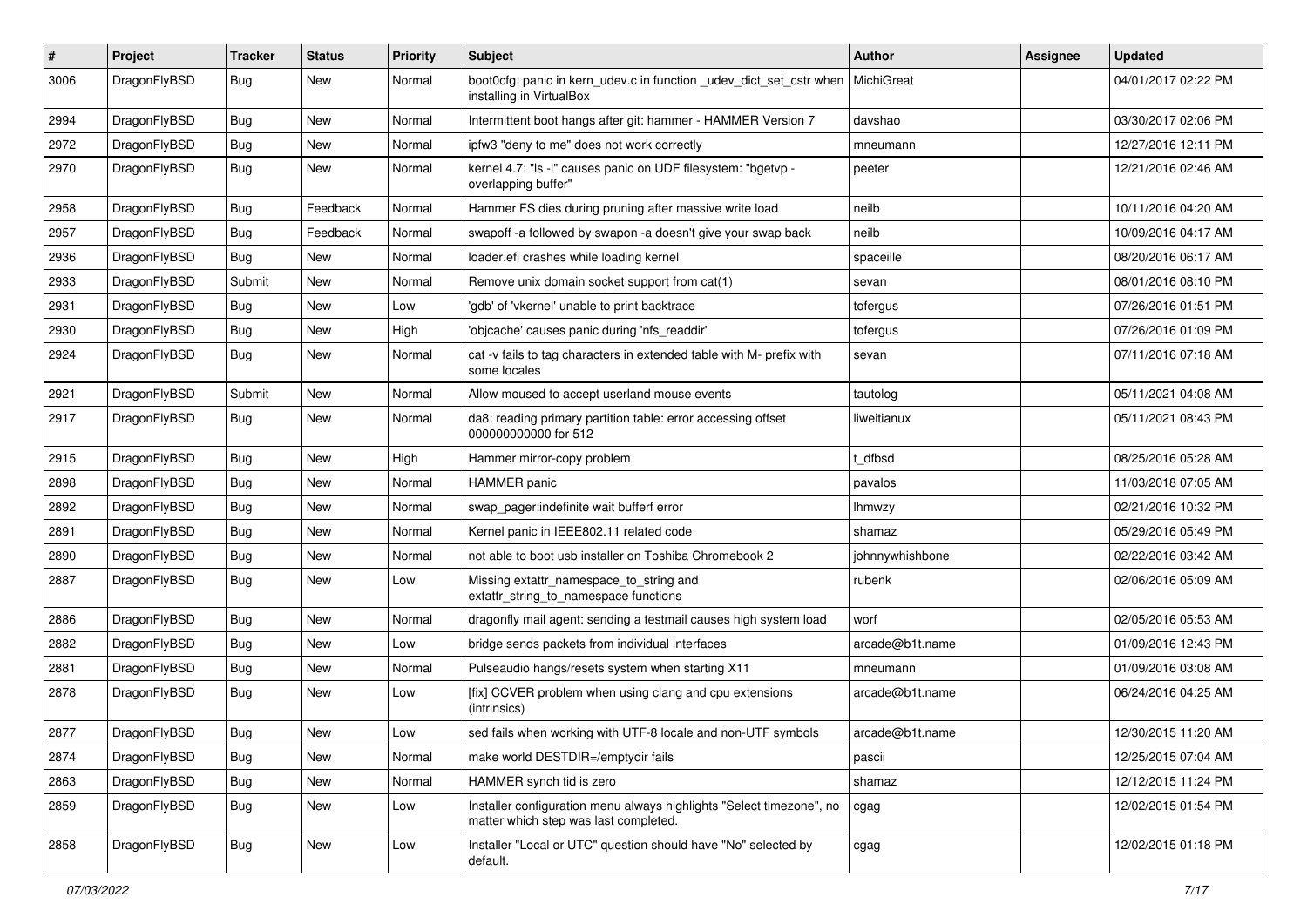| # | Project | Tracker | Status | Priority | Subject | Author | Assignee | Updated |
|---|---|---|---|---|---|---|---|---|
| 3006 | DragonFlyBSD | Bug | New | Normal | boot0cfg: panic in kern_udev.c in function _udev_dict_set_cstr when installing in VirtualBox | MichiGreat | | 04/01/2017 02:22 PM |
| 2994 | DragonFlyBSD | Bug | New | Normal | Intermittent boot hangs after git: hammer - HAMMER Version 7 | davshao | | 03/30/2017 02:06 PM |
| 2972 | DragonFlyBSD | Bug | New | Normal | ipfw3 "deny to me" does not work correctly | mneumann | | 12/27/2016 12:11 PM |
| 2970 | DragonFlyBSD | Bug | New | Normal | kernel 4.7: "ls -l" causes panic on UDF filesystem: "bgetvp - overlapping buffer" | peeter | | 12/21/2016 02:46 AM |
| 2958 | DragonFlyBSD | Bug | Feedback | Normal | Hammer FS dies during pruning after massive write load | neilb | | 10/11/2016 04:20 AM |
| 2957 | DragonFlyBSD | Bug | Feedback | Normal | swapoff -a followed by swapon -a doesn't give your swap back | neilb | | 10/09/2016 04:17 AM |
| 2936 | DragonFlyBSD | Bug | New | Normal | loader.efi crashes while loading kernel | spaceille | | 08/20/2016 06:17 AM |
| 2933 | DragonFlyBSD | Submit | New | Normal | Remove unix domain socket support from cat(1) | sevan | | 08/01/2016 08:10 PM |
| 2931 | DragonFlyBSD | Bug | New | Low | 'gdb' of 'vkernel' unable to print backtrace | tofergus | | 07/26/2016 01:51 PM |
| 2930 | DragonFlyBSD | Bug | New | High | 'objcache' causes panic during 'nfs_readdir' | tofergus | | 07/26/2016 01:09 PM |
| 2924 | DragonFlyBSD | Bug | New | Normal | cat -v fails to tag characters in extended table with M- prefix with some locales | sevan | | 07/11/2016 07:18 AM |
| 2921 | DragonFlyBSD | Submit | New | Normal | Allow moused to accept userland mouse events | tautolog | | 05/11/2021 04:08 AM |
| 2917 | DragonFlyBSD | Bug | New | Normal | da8: reading primary partition table: error accessing offset 000000000000 for 512 | liweitianux | | 05/11/2021 08:43 PM |
| 2915 | DragonFlyBSD | Bug | New | High | Hammer mirror-copy problem | t_dfbsd | | 08/25/2016 05:28 AM |
| 2898 | DragonFlyBSD | Bug | New | Normal | HAMMER panic | pavalos | | 11/03/2018 07:05 AM |
| 2892 | DragonFlyBSD | Bug | New | Normal | swap_pager:indefinite wait bufferf error | lhmwzy | | 02/21/2016 10:32 PM |
| 2891 | DragonFlyBSD | Bug | New | Normal | Kernel panic in IEEE802.11 related code | shamaz | | 05/29/2016 05:49 PM |
| 2890 | DragonFlyBSD | Bug | New | Normal | not able to boot usb installer on Toshiba Chromebook 2 | johnnywhishbone | | 02/22/2016 03:42 AM |
| 2887 | DragonFlyBSD | Bug | New | Low | Missing extattr_namespace_to_string and extattr_string_to_namespace functions | rubenk | | 02/06/2016 05:09 AM |
| 2886 | DragonFlyBSD | Bug | New | Normal | dragonfly mail agent: sending a testmail causes high system load | worf | | 02/05/2016 05:53 AM |
| 2882 | DragonFlyBSD | Bug | New | Low | bridge sends packets from individual interfaces | arcade@b1t.name | | 01/09/2016 12:43 PM |
| 2881 | DragonFlyBSD | Bug | New | Normal | Pulseaudio hangs/resets system when starting X11 | mneumann | | 01/09/2016 03:08 AM |
| 2878 | DragonFlyBSD | Bug | New | Low | [fix] CCVER problem when using clang and cpu extensions (intrinsics) | arcade@b1t.name | | 06/24/2016 04:25 AM |
| 2877 | DragonFlyBSD | Bug | New | Low | sed fails when working with UTF-8 locale and non-UTF symbols | arcade@b1t.name | | 12/30/2015 11:20 AM |
| 2874 | DragonFlyBSD | Bug | New | Normal | make world DESTDIR=/emptydir fails | pascii | | 12/25/2015 07:04 AM |
| 2863 | DragonFlyBSD | Bug | New | Normal | HAMMER synch tid is zero | shamaz | | 12/12/2015 11:24 PM |
| 2859 | DragonFlyBSD | Bug | New | Low | Installer configuration menu always highlights "Select timezone", no matter which step was last completed. | cgag | | 12/02/2015 01:54 PM |
| 2858 | DragonFlyBSD | Bug | New | Low | Installer "Local or UTC" question should have "No" selected by default. | cgag | | 12/02/2015 01:18 PM |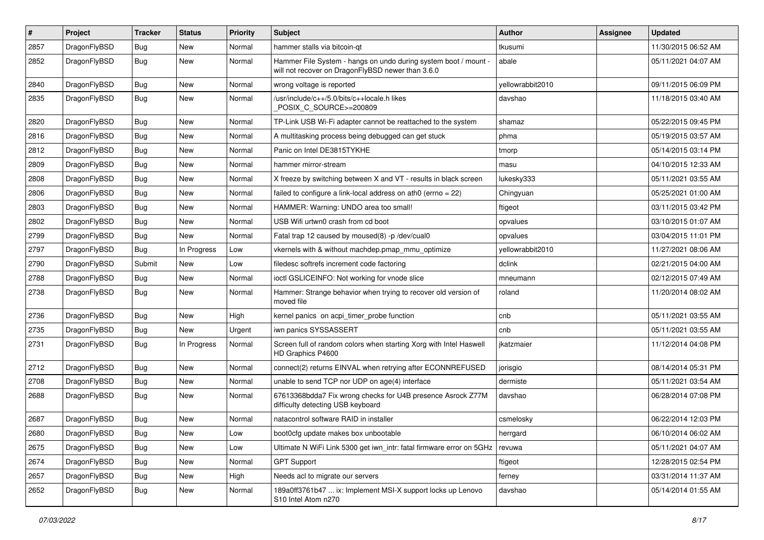| # | Project | Tracker | Status | Priority | Subject | Author | Assignee | Updated |
|---|---|---|---|---|---|---|---|---|
| 2857 | DragonFlyBSD | Bug | New | Normal | hammer stalls via bitcoin-qt | tkusumi | | 11/30/2015 06:52 AM |
| 2852 | DragonFlyBSD | Bug | New | Normal | Hammer File System - hangs on undo during system boot / mount - will not recover on DragonFlyBSD newer than 3.6.0 | abale | | 05/11/2021 04:07 AM |
| 2840 | DragonFlyBSD | Bug | New | Normal | wrong voltage is reported | yellowrabbit2010 | | 09/11/2015 06:09 PM |
| 2835 | DragonFlyBSD | Bug | New | Normal | /usr/include/c++/5.0/bits/c++locale.h likes _POSIX_C_SOURCE>=200809 | davshao | | 11/18/2015 03:40 AM |
| 2820 | DragonFlyBSD | Bug | New | Normal | TP-Link USB Wi-Fi adapter cannot be reattached to the system | shamaz | | 05/22/2015 09:45 PM |
| 2816 | DragonFlyBSD | Bug | New | Normal | A multitasking process being debugged can get stuck | phma | | 05/19/2015 03:57 AM |
| 2812 | DragonFlyBSD | Bug | New | Normal | Panic on Intel DE3815TYKHE | tmorp | | 05/14/2015 03:14 PM |
| 2809 | DragonFlyBSD | Bug | New | Normal | hammer mirror-stream | masu | | 04/10/2015 12:33 AM |
| 2808 | DragonFlyBSD | Bug | New | Normal | X freeze by switching between X and VT - results in black screen | lukesky333 | | 05/11/2021 03:55 AM |
| 2806 | DragonFlyBSD | Bug | New | Normal | failed to configure a link-local address on ath0 (errno = 22) | Chingyuan | | 05/25/2021 01:00 AM |
| 2803 | DragonFlyBSD | Bug | New | Normal | HAMMER: Warning: UNDO area too small! | ftigeot | | 03/11/2015 03:42 PM |
| 2802 | DragonFlyBSD | Bug | New | Normal | USB Wifi urtwn0 crash from cd boot | opvalues | | 03/10/2015 01:07 AM |
| 2799 | DragonFlyBSD | Bug | New | Normal | Fatal trap 12 caused by moused(8) -p /dev/cual0 | opvalues | | 03/04/2015 11:01 PM |
| 2797 | DragonFlyBSD | Bug | In Progress | Low | vkernels with & without machdep.pmap_mmu_optimize | yellowrabbit2010 | | 11/27/2021 08:06 AM |
| 2790 | DragonFlyBSD | Submit | New | Low | filedesc softrefs increment code factoring | dclink | | 02/21/2015 04:00 AM |
| 2788 | DragonFlyBSD | Bug | New | Normal | ioctl GSLICEINFO: Not working for vnode slice | mneumann | | 02/12/2015 07:49 AM |
| 2738 | DragonFlyBSD | Bug | New | Normal | Hammer: Strange behavior when trying to recover old version of moved file | roland | | 11/20/2014 08:02 AM |
| 2736 | DragonFlyBSD | Bug | New | High | kernel panics on acpi_timer_probe function | cnb | | 05/11/2021 03:55 AM |
| 2735 | DragonFlyBSD | Bug | New | Urgent | iwn panics SYSSASSERT | cnb | | 05/11/2021 03:55 AM |
| 2731 | DragonFlyBSD | Bug | In Progress | Normal | Screen full of random colors when starting Xorg with Intel Haswell HD Graphics P4600 | jkatzmaier | | 11/12/2014 04:08 PM |
| 2712 | DragonFlyBSD | Bug | New | Normal | connect(2) returns EINVAL when retrying after ECONNREFUSED | jorisgio | | 08/14/2014 05:31 PM |
| 2708 | DragonFlyBSD | Bug | New | Normal | unable to send TCP nor UDP on age(4) interface | dermiste | | 05/11/2021 03:54 AM |
| 2688 | DragonFlyBSD | Bug | New | Normal | 67613368bdda7 Fix wrong checks for U4B presence Asrock Z77M difficulty detecting USB keyboard | davshao | | 06/28/2014 07:08 PM |
| 2687 | DragonFlyBSD | Bug | New | Normal | natacontrol software RAID in installer | csmelosky | | 06/22/2014 12:03 PM |
| 2680 | DragonFlyBSD | Bug | New | Low | boot0cfg update makes box unbootable | herrgard | | 06/10/2014 06:02 AM |
| 2675 | DragonFlyBSD | Bug | New | Low | Ultimate N WiFi Link 5300 get iwn_intr: fatal firmware error on 5GHz | revuwa | | 05/11/2021 04:07 AM |
| 2674 | DragonFlyBSD | Bug | New | Normal | GPT Support | ftigeot | | 12/28/2015 02:54 PM |
| 2657 | DragonFlyBSD | Bug | New | High | Needs acl to migrate our servers | ferney | | 03/31/2014 11:37 AM |
| 2652 | DragonFlyBSD | Bug | New | Normal | 189a0ff3761b47 ... ix: Implement MSI-X support locks up Lenovo S10 Intel Atom n270 | davshao | | 05/14/2014 01:55 AM |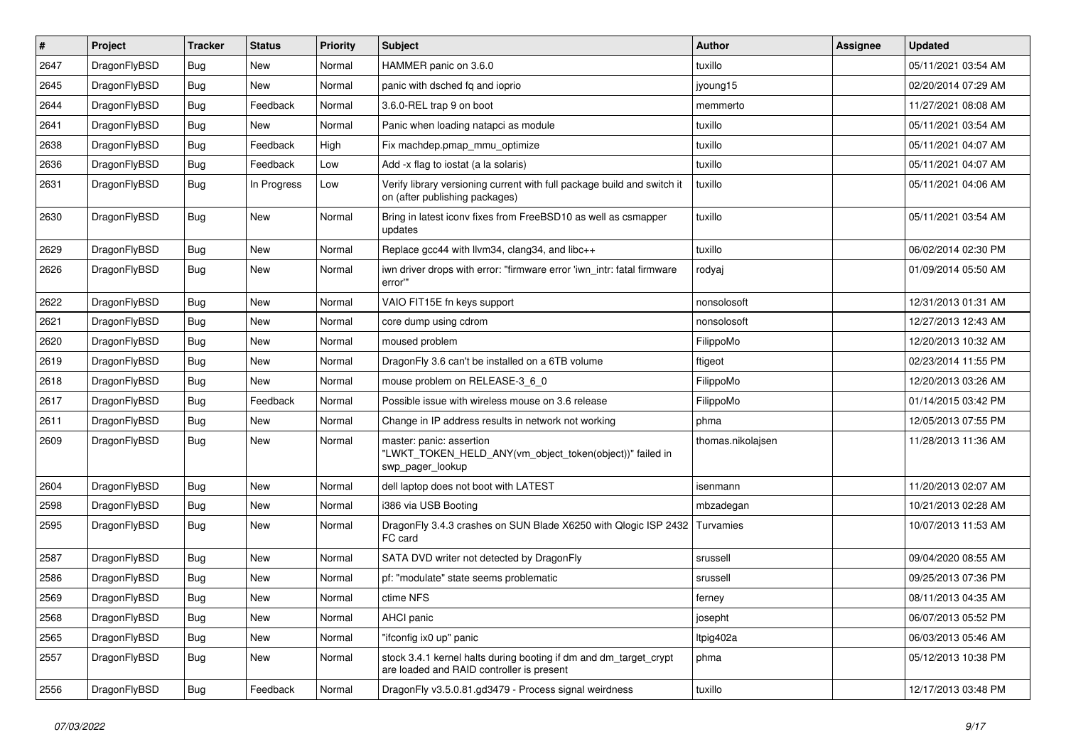| # | Project | Tracker | Status | Priority | Subject | Author | Assignee | Updated |
|---|---|---|---|---|---|---|---|---|
| 2647 | DragonFlyBSD | Bug | New | Normal | HAMMER panic on 3.6.0 | tuxillo | | 05/11/2021 03:54 AM |
| 2645 | DragonFlyBSD | Bug | New | Normal | panic with dsched fq and ioprio | jyoung15 | | 02/20/2014 07:29 AM |
| 2644 | DragonFlyBSD | Bug | Feedback | Normal | 3.6.0-REL trap 9 on boot | memmerto | | 11/27/2021 08:08 AM |
| 2641 | DragonFlyBSD | Bug | New | Normal | Panic when loading natapci as module | tuxillo | | 05/11/2021 03:54 AM |
| 2638 | DragonFlyBSD | Bug | Feedback | High | Fix machdep.pmap_mmu_optimize | tuxillo | | 05/11/2021 04:07 AM |
| 2636 | DragonFlyBSD | Bug | Feedback | Low | Add -x flag to iostat (a la solaris) | tuxillo | | 05/11/2021 04:07 AM |
| 2631 | DragonFlyBSD | Bug | In Progress | Low | Verify library versioning current with full package build and switch it on (after publishing packages) | tuxillo | | 05/11/2021 04:06 AM |
| 2630 | DragonFlyBSD | Bug | New | Normal | Bring in latest iconv fixes from FreeBSD10 as well as csmapper updates | tuxillo | | 05/11/2021 03:54 AM |
| 2629 | DragonFlyBSD | Bug | New | Normal | Replace gcc44 with llvm34, clang34, and libc++ | tuxillo | | 06/02/2014 02:30 PM |
| 2626 | DragonFlyBSD | Bug | New | Normal | iwn driver drops with error: "firmware error 'iwn_intr: fatal firmware error'" | rodyaj | | 01/09/2014 05:50 AM |
| 2622 | DragonFlyBSD | Bug | New | Normal | VAIO FIT15E fn keys support | nonsolosoft | | 12/31/2013 01:31 AM |
| 2621 | DragonFlyBSD | Bug | New | Normal | core dump using cdrom | nonsolosoft | | 12/27/2013 12:43 AM |
| 2620 | DragonFlyBSD | Bug | New | Normal | moused problem | FilippoMo | | 12/20/2013 10:32 AM |
| 2619 | DragonFlyBSD | Bug | New | Normal | DragonFly 3.6 can't be installed on a 6TB volume | ftigeot | | 02/23/2014 11:55 PM |
| 2618 | DragonFlyBSD | Bug | New | Normal | mouse problem on RELEASE-3_6_0 | FilippoMo | | 12/20/2013 03:26 AM |
| 2617 | DragonFlyBSD | Bug | Feedback | Normal | Possible issue with wireless mouse on 3.6 release | FilippoMo | | 01/14/2015 03:42 PM |
| 2611 | DragonFlyBSD | Bug | New | Normal | Change in IP address results in network not working | phma | | 12/05/2013 07:55 PM |
| 2609 | DragonFlyBSD | Bug | New | Normal | master: panic: assertion "LWKT_TOKEN_HELD_ANY(vm_object_token(object))" failed in swp_pager_lookup | thomas.nikolajsen | | 11/28/2013 11:36 AM |
| 2604 | DragonFlyBSD | Bug | New | Normal | dell laptop does not boot with LATEST | isenmann | | 11/20/2013 02:07 AM |
| 2598 | DragonFlyBSD | Bug | New | Normal | i386 via USB Booting | mbzadegan | | 10/21/2013 02:28 AM |
| 2595 | DragonFlyBSD | Bug | New | Normal | DragonFly 3.4.3 crashes on SUN Blade X6250 with Qlogic ISP 2432 FC card | Turvamies | | 10/07/2013 11:53 AM |
| 2587 | DragonFlyBSD | Bug | New | Normal | SATA DVD writer not detected by DragonFly | srussell | | 09/04/2020 08:55 AM |
| 2586 | DragonFlyBSD | Bug | New | Normal | pf: "modulate" state seems problematic | srussell | | 09/25/2013 07:36 PM |
| 2569 | DragonFlyBSD | Bug | New | Normal | ctime NFS | ferney | | 08/11/2013 04:35 AM |
| 2568 | DragonFlyBSD | Bug | New | Normal | AHCI panic | josepht | | 06/07/2013 05:52 PM |
| 2565 | DragonFlyBSD | Bug | New | Normal | "ifconfig ix0 up" panic | ltpig402a | | 06/03/2013 05:46 AM |
| 2557 | DragonFlyBSD | Bug | New | Normal | stock 3.4.1 kernel halts during booting if dm and dm_target_crypt are loaded and RAID controller is present | phma | | 05/12/2013 10:38 PM |
| 2556 | DragonFlyBSD | Bug | Feedback | Normal | DragonFly v3.5.0.81.gd3479 - Process signal weirdness | tuxillo | | 12/17/2013 03:48 PM |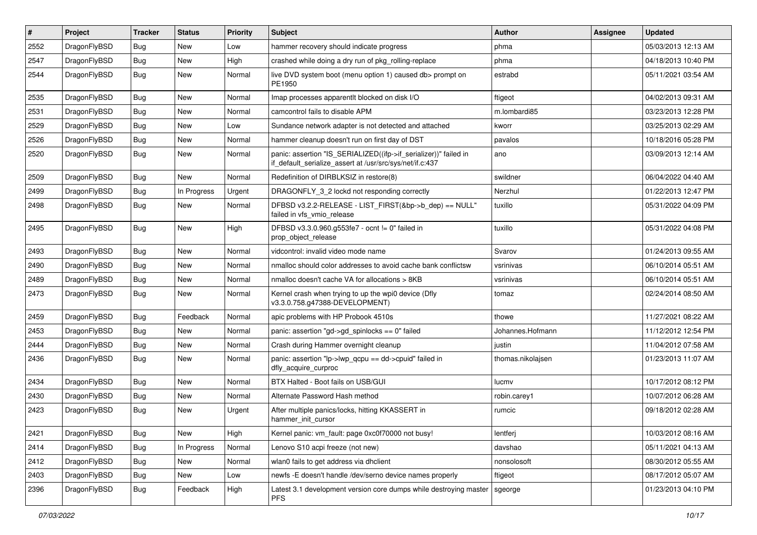| # | Project | Tracker | Status | Priority | Subject | Author | Assignee | Updated |
|---|---|---|---|---|---|---|---|---|
| 2552 | DragonFlyBSD | Bug | New | Low | hammer recovery should indicate progress | phma | | 05/03/2013 12:13 AM |
| 2547 | DragonFlyBSD | Bug | New | High | crashed while doing a dry run of pkg_rolling-replace | phma | | 04/18/2013 10:40 PM |
| 2544 | DragonFlyBSD | Bug | New | Normal | live DVD system boot (menu option 1) caused db> prompt on PE1950 | estrabd | | 05/11/2021 03:54 AM |
| 2535 | DragonFlyBSD | Bug | New | Normal | Imap processes apparentlt blocked on disk I/O | ftigeot | | 04/02/2013 09:31 AM |
| 2531 | DragonFlyBSD | Bug | New | Normal | camcontrol fails to disable APM | m.lombardi85 | | 03/23/2013 12:28 PM |
| 2529 | DragonFlyBSD | Bug | New | Low | Sundance network adapter is not detected and attached | kworr | | 03/25/2013 02:29 AM |
| 2526 | DragonFlyBSD | Bug | New | Normal | hammer cleanup doesn't run on first day of DST | pavalos | | 10/18/2016 05:28 PM |
| 2520 | DragonFlyBSD | Bug | New | Normal | panic: assertion "IS_SERIALIZED((ifp->if_serializer))" failed in if_default_serialize_assert at /usr/src/sys/net/if.c:437 | ano | | 03/09/2013 12:14 AM |
| 2509 | DragonFlyBSD | Bug | New | Normal | Redefinition of DIRBLKSIZ in restore(8) | swildner | | 06/04/2022 04:40 AM |
| 2499 | DragonFlyBSD | Bug | In Progress | Urgent | DRAGONFLY_3_2 lockd not responding correctly | Nerzhul | | 01/22/2013 12:47 PM |
| 2498 | DragonFlyBSD | Bug | New | Normal | DFBSD v3.2.2-RELEASE - LIST_FIRST(&bp->b_dep) == NULL" failed in vfs_vmio_release | tuxillo | | 05/31/2022 04:09 PM |
| 2495 | DragonFlyBSD | Bug | New | High | DFBSD v3.3.0.960.g553fe7 - ocnt != 0" failed in prop_object_release | tuxillo | | 05/31/2022 04:08 PM |
| 2493 | DragonFlyBSD | Bug | New | Normal | vidcontrol: invalid video mode name | Svarov | | 01/24/2013 09:55 AM |
| 2490 | DragonFlyBSD | Bug | New | Normal | nmalloc should color addresses to avoid cache bank conflictsw | vsrinivas | | 06/10/2014 05:51 AM |
| 2489 | DragonFlyBSD | Bug | New | Normal | nmalloc doesn't cache VA for allocations > 8KB | vsrinivas | | 06/10/2014 05:51 AM |
| 2473 | DragonFlyBSD | Bug | New | Normal | Kernel crash when trying to up the wpi0 device (Dfly v3.3.0.758.g47388-DEVELOPMENT) | tomaz | | 02/24/2014 08:50 AM |
| 2459 | DragonFlyBSD | Bug | Feedback | Normal | apic problems with HP Probook 4510s | thowe | | 11/27/2021 08:22 AM |
| 2453 | DragonFlyBSD | Bug | New | Normal | panic: assertion "gd->gd_spinlocks == 0" failed | Johannes.Hofmann | | 11/12/2012 12:54 PM |
| 2444 | DragonFlyBSD | Bug | New | Normal | Crash during Hammer overnight cleanup | justin | | 11/04/2012 07:58 AM |
| 2436 | DragonFlyBSD | Bug | New | Normal | panic: assertion "lp->lwp_qcpu == dd->cpuid" failed in dfly_acquire_curproc | thomas.nikolajsen | | 01/23/2013 11:07 AM |
| 2434 | DragonFlyBSD | Bug | New | Normal | BTX Halted - Boot fails on USB/GUI | lucmv | | 10/17/2012 08:12 PM |
| 2430 | DragonFlyBSD | Bug | New | Normal | Alternate Password Hash method | robin.carey1 | | 10/07/2012 06:28 AM |
| 2423 | DragonFlyBSD | Bug | New | Urgent | After multiple panics/locks, hitting KKASSERT in hammer_init_cursor | rumcic | | 09/18/2012 02:28 AM |
| 2421 | DragonFlyBSD | Bug | New | High | Kernel panic: vm_fault: page 0xc0f70000 not busy! | lentferj | | 10/03/2012 08:16 AM |
| 2414 | DragonFlyBSD | Bug | In Progress | Normal | Lenovo S10 acpi freeze (not new) | davshao | | 05/11/2021 04:13 AM |
| 2412 | DragonFlyBSD | Bug | New | Normal | wlan0 fails to get address via dhclient | nonsolosoft | | 08/30/2012 05:55 AM |
| 2403 | DragonFlyBSD | Bug | New | Low | newfs -E doesn't handle /dev/serno device names properly | ftigeot | | 08/17/2012 05:07 AM |
| 2396 | DragonFlyBSD | Bug | Feedback | High | Latest 3.1 development version core dumps while destroying master PFS | sgeorge | | 01/23/2013 04:10 PM |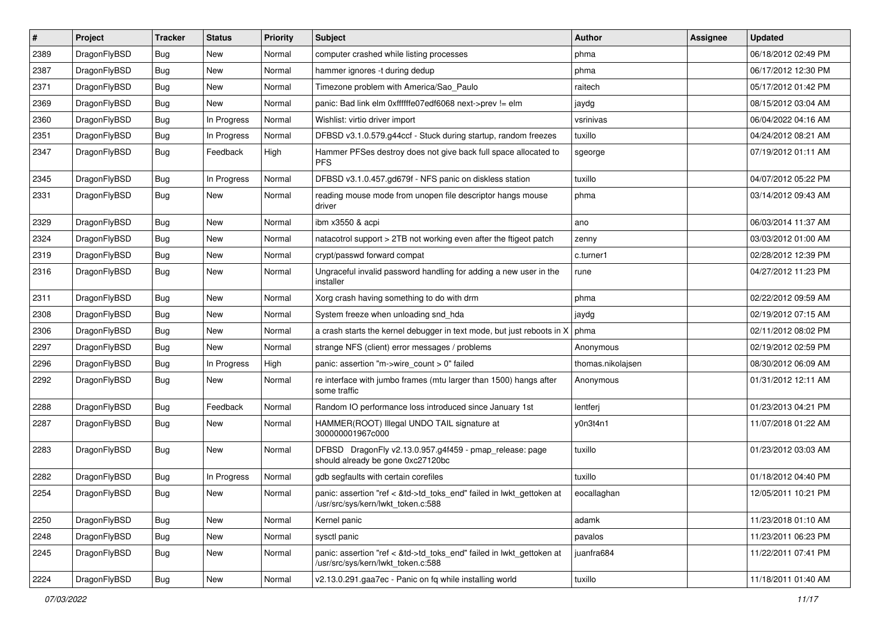| # | Project | Tracker | Status | Priority | Subject | Author | Assignee | Updated |
|---|---|---|---|---|---|---|---|---|
| 2389 | DragonFlyBSD | Bug | New | Normal | computer crashed while listing processes | phma | | 06/18/2012 02:49 PM |
| 2387 | DragonFlyBSD | Bug | New | Normal | hammer ignores -t during dedup | phma | | 06/17/2012 12:30 PM |
| 2371 | DragonFlyBSD | Bug | New | Normal | Timezone problem with America/Sao_Paulo | raitech | | 05/17/2012 01:42 PM |
| 2369 | DragonFlyBSD | Bug | New | Normal | panic: Bad link elm 0xffffffe07edf6068 next->prev != elm | jaydg | | 08/15/2012 03:04 AM |
| 2360 | DragonFlyBSD | Bug | In Progress | Normal | Wishlist: virtio driver import | vsrinivas | | 06/04/2022 04:16 AM |
| 2351 | DragonFlyBSD | Bug | In Progress | Normal | DFBSD v3.1.0.579.g44ccf - Stuck during startup, random freezes | tuxillo | | 04/24/2012 08:21 AM |
| 2347 | DragonFlyBSD | Bug | Feedback | High | Hammer PFSes destroy does not give back full space allocated to PFS | sgeorge | | 07/19/2012 01:11 AM |
| 2345 | DragonFlyBSD | Bug | In Progress | Normal | DFBSD v3.1.0.457.gd679f - NFS panic on diskless station | tuxillo | | 04/07/2012 05:22 PM |
| 2331 | DragonFlyBSD | Bug | New | Normal | reading mouse mode from unopen file descriptor hangs mouse driver | phma | | 03/14/2012 09:43 AM |
| 2329 | DragonFlyBSD | Bug | New | Normal | ibm x3550 & acpi | ano | | 06/03/2014 11:37 AM |
| 2324 | DragonFlyBSD | Bug | New | Normal | natacotrol support > 2TB not working even after the ftigeot patch | zenny | | 03/03/2012 01:00 AM |
| 2319 | DragonFlyBSD | Bug | New | Normal | crypt/passwd forward compat | c.turner1 | | 02/28/2012 12:39 PM |
| 2316 | DragonFlyBSD | Bug | New | Normal | Ungraceful invalid password handling for adding a new user in the installer | rune | | 04/27/2012 11:23 PM |
| 2311 | DragonFlyBSD | Bug | New | Normal | Xorg crash having something to do with drm | phma | | 02/22/2012 09:59 AM |
| 2308 | DragonFlyBSD | Bug | New | Normal | System freeze when unloading snd_hda | jaydg | | 02/19/2012 07:15 AM |
| 2306 | DragonFlyBSD | Bug | New | Normal | a crash starts the kernel debugger in text mode, but just reboots in X | phma | | 02/11/2012 08:02 PM |
| 2297 | DragonFlyBSD | Bug | New | Normal | strange NFS (client) error messages / problems | Anonymous | | 02/19/2012 02:59 PM |
| 2296 | DragonFlyBSD | Bug | In Progress | High | panic: assertion "m->wire_count > 0" failed | thomas.nikolajsen | | 08/30/2012 06:09 AM |
| 2292 | DragonFlyBSD | Bug | New | Normal | re interface with jumbo frames (mtu larger than 1500) hangs after some traffic | Anonymous | | 01/31/2012 12:11 AM |
| 2288 | DragonFlyBSD | Bug | Feedback | Normal | Random IO performance loss introduced since January 1st | lentferj | | 01/23/2013 04:21 PM |
| 2287 | DragonFlyBSD | Bug | New | Normal | HAMMER(ROOT) Illegal UNDO TAIL signature at 300000001967c000 | y0n3t4n1 | | 11/07/2018 01:22 AM |
| 2283 | DragonFlyBSD | Bug | New | Normal | DFBSD DragonFly v2.13.0.957.g4f459 - pmap_release: page should already be gone 0xc27120bc | tuxillo | | 01/23/2012 03:03 AM |
| 2282 | DragonFlyBSD | Bug | In Progress | Normal | gdb segfaults with certain corefiles | tuxillo | | 01/18/2012 04:40 PM |
| 2254 | DragonFlyBSD | Bug | New | Normal | panic: assertion "ref < &td->td_toks_end" failed in lwkt_gettoken at /usr/src/sys/kern/lwkt_token.c:588 | eocallaghan | | 12/05/2011 10:21 PM |
| 2250 | DragonFlyBSD | Bug | New | Normal | Kernel panic | adamk | | 11/23/2018 01:10 AM |
| 2248 | DragonFlyBSD | Bug | New | Normal | sysctl panic | pavalos | | 11/23/2011 06:23 PM |
| 2245 | DragonFlyBSD | Bug | New | Normal | panic: assertion "ref < &td->td_toks_end" failed in lwkt_gettoken at /usr/src/sys/kern/lwkt_token.c:588 | juanfra684 | | 11/22/2011 07:41 PM |
| 2224 | DragonFlyBSD | Bug | New | Normal | v2.13.0.291.gaa7ec - Panic on fq while installing world | tuxillo | | 11/18/2011 01:40 AM |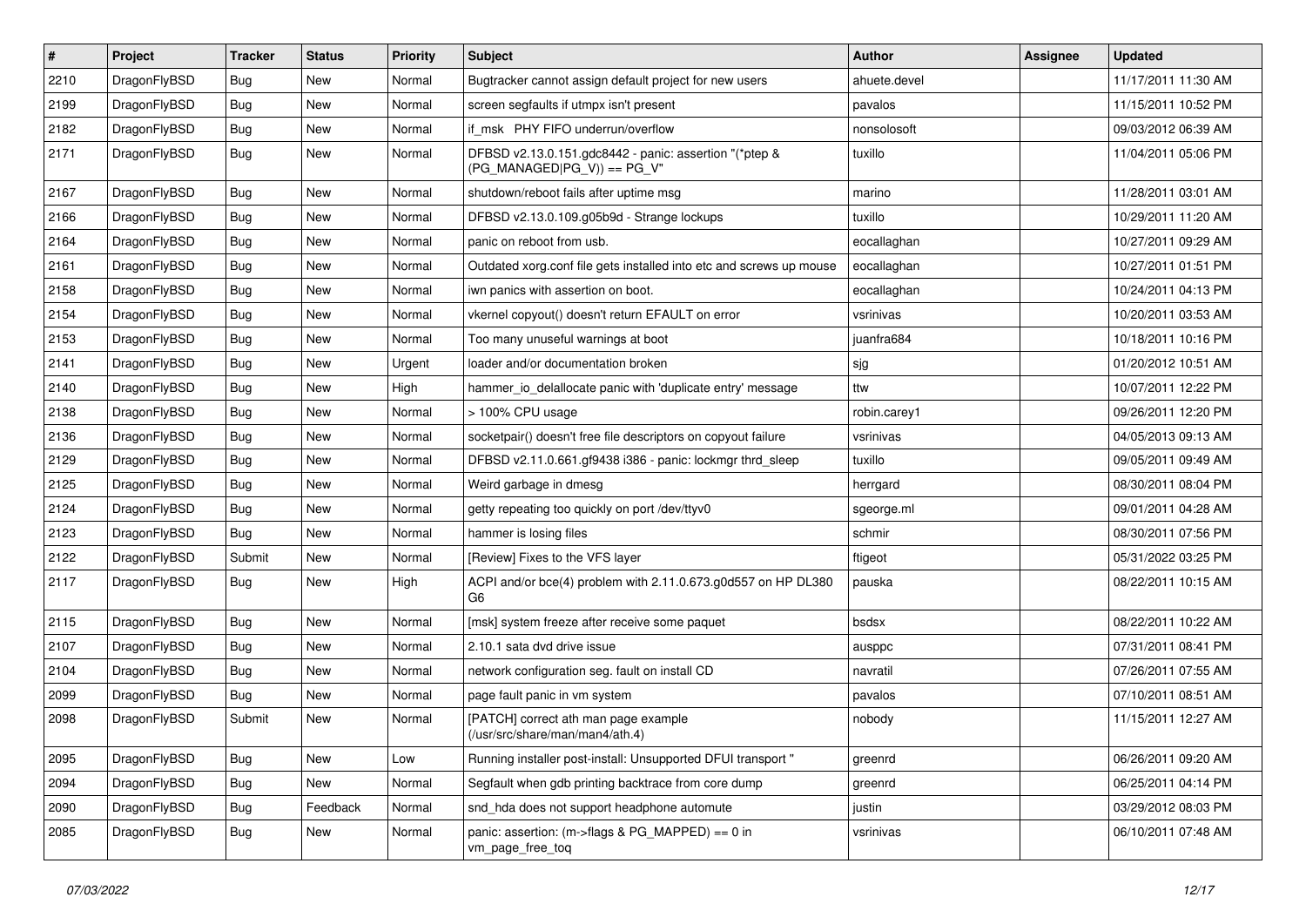| # | Project | Tracker | Status | Priority | Subject | Author | Assignee | Updated |
|---|---|---|---|---|---|---|---|---|
| 2210 | DragonFlyBSD | Bug | New | Normal | Bugtracker cannot assign default project for new users | ahuete.devel | | 11/17/2011 11:30 AM |
| 2199 | DragonFlyBSD | Bug | New | Normal | screen segfaults if utmpx isn't present | pavalos | | 11/15/2011 10:52 PM |
| 2182 | DragonFlyBSD | Bug | New | Normal | if_msk PHY FIFO underrun/overflow | nonsolosoft | | 09/03/2012 06:39 AM |
| 2171 | DragonFlyBSD | Bug | New | Normal | DFBSD v2.13.0.151.gdc8442 - panic: assertion "(*ptep & (PG_MANAGED\|PG_V)) == PG_V" | tuxillo | | 11/04/2011 05:06 PM |
| 2167 | DragonFlyBSD | Bug | New | Normal | shutdown/reboot fails after uptime msg | marino | | 11/28/2011 03:01 AM |
| 2166 | DragonFlyBSD | Bug | New | Normal | DFBSD v2.13.0.109.g05b9d - Strange lockups | tuxillo | | 10/29/2011 11:20 AM |
| 2164 | DragonFlyBSD | Bug | New | Normal | panic on reboot from usb. | eocallaghan | | 10/27/2011 09:29 AM |
| 2161 | DragonFlyBSD | Bug | New | Normal | Outdated xorg.conf file gets installed into etc and screws up mouse | eocallaghan | | 10/27/2011 01:51 PM |
| 2158 | DragonFlyBSD | Bug | New | Normal | iwn panics with assertion on boot. | eocallaghan | | 10/24/2011 04:13 PM |
| 2154 | DragonFlyBSD | Bug | New | Normal | vkernel copyout() doesn't return EFAULT on error | vsrinivas | | 10/20/2011 03:53 AM |
| 2153 | DragonFlyBSD | Bug | New | Normal | Too many unuseful warnings at boot | juanfra684 | | 10/18/2011 10:16 PM |
| 2141 | DragonFlyBSD | Bug | New | Urgent | loader and/or documentation broken | sjg | | 01/20/2012 10:51 AM |
| 2140 | DragonFlyBSD | Bug | New | High | hammer_io_delallocate panic with 'duplicate entry' message | ttw | | 10/07/2011 12:22 PM |
| 2138 | DragonFlyBSD | Bug | New | Normal | > 100% CPU usage | robin.carey1 | | 09/26/2011 12:20 PM |
| 2136 | DragonFlyBSD | Bug | New | Normal | socketpair() doesn't free file descriptors on copyout failure | vsrinivas | | 04/05/2013 09:13 AM |
| 2129 | DragonFlyBSD | Bug | New | Normal | DFBSD v2.11.0.661.gf9438 i386 - panic: lockmgr thrd_sleep | tuxillo | | 09/05/2011 09:49 AM |
| 2125 | DragonFlyBSD | Bug | New | Normal | Weird garbage in dmesg | herrgard | | 08/30/2011 08:04 PM |
| 2124 | DragonFlyBSD | Bug | New | Normal | getty repeating too quickly on port /dev/ttyv0 | sgeorge.ml | | 09/01/2011 04:28 AM |
| 2123 | DragonFlyBSD | Bug | New | Normal | hammer is losing files | schmir | | 08/30/2011 07:56 PM |
| 2122 | DragonFlyBSD | Submit | New | Normal | [Review] Fixes to the VFS layer | ftigeot | | 05/31/2022 03:25 PM |
| 2117 | DragonFlyBSD | Bug | New | High | ACPI and/or bce(4) problem with 2.11.0.673.g0d557 on HP DL380 G6 | pauska | | 08/22/2011 10:15 AM |
| 2115 | DragonFlyBSD | Bug | New | Normal | [msk] system freeze after receive some paquet | bsdsx | | 08/22/2011 10:22 AM |
| 2107 | DragonFlyBSD | Bug | New | Normal | 2.10.1 sata dvd drive issue | ausppc | | 07/31/2011 08:41 PM |
| 2104 | DragonFlyBSD | Bug | New | Normal | network configuration seg. fault on install CD | navratil | | 07/26/2011 07:55 AM |
| 2099 | DragonFlyBSD | Bug | New | Normal | page fault panic in vm system | pavalos | | 07/10/2011 08:51 AM |
| 2098 | DragonFlyBSD | Submit | New | Normal | [PATCH] correct ath man page example (/usr/src/share/man/man4/ath.4) | nobody | | 11/15/2011 12:27 AM |
| 2095 | DragonFlyBSD | Bug | New | Low | Running installer post-install: Unsupported DFUI transport " | greenrd | | 06/26/2011 09:20 AM |
| 2094 | DragonFlyBSD | Bug | New | Normal | Segfault when gdb printing backtrace from core dump | greenrd | | 06/25/2011 04:14 PM |
| 2090 | DragonFlyBSD | Bug | Feedback | Normal | snd_hda does not support headphone automute | justin | | 03/29/2012 08:03 PM |
| 2085 | DragonFlyBSD | Bug | New | Normal | panic: assertion: (m->flags & PG_MAPPED) == 0 in vm_page_free_toq | vsrinivas | | 06/10/2011 07:48 AM |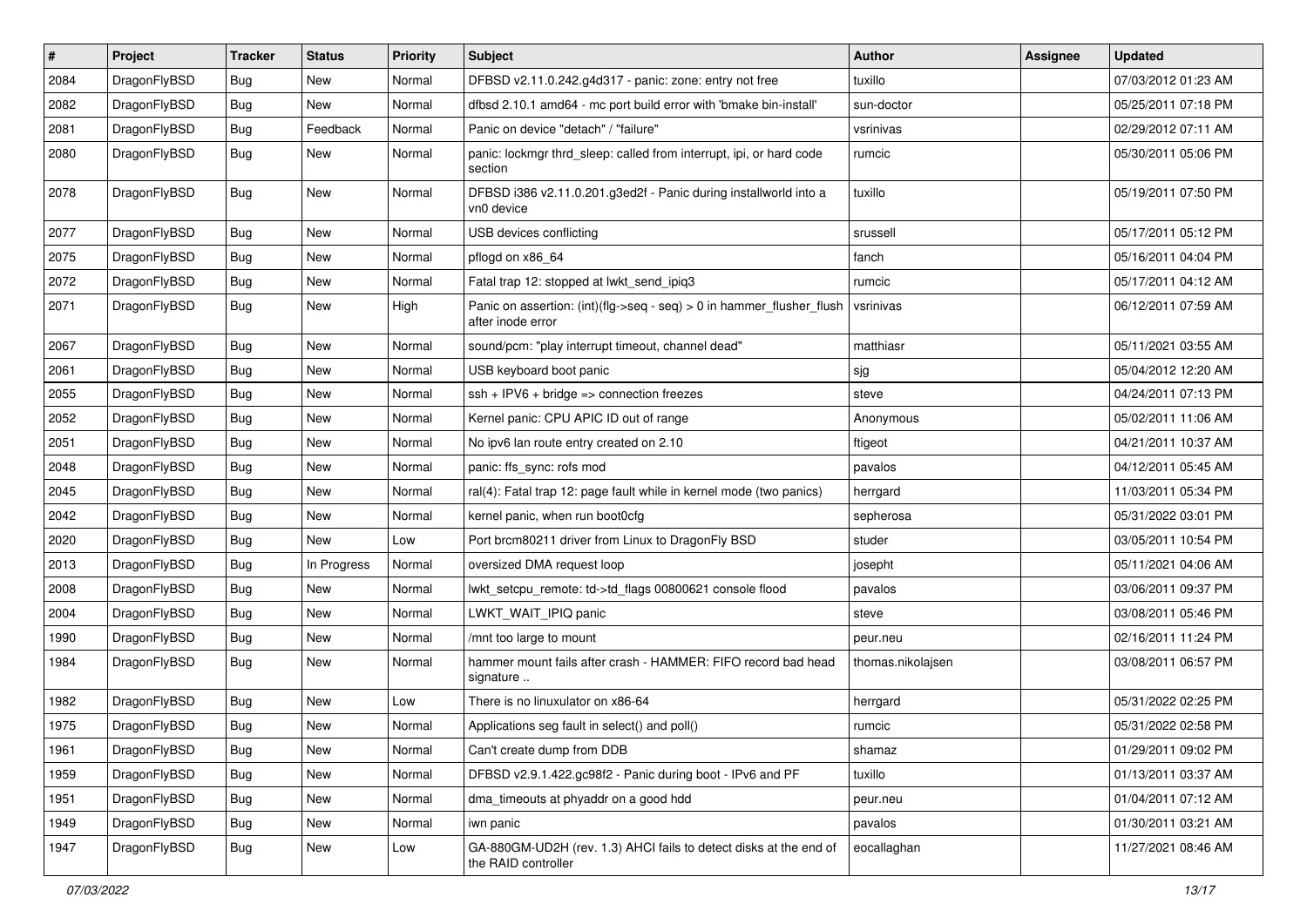| # | Project | Tracker | Status | Priority | Subject | Author | Assignee | Updated |
|---|---|---|---|---|---|---|---|---|
| 2084 | DragonFlyBSD | Bug | New | Normal | DFBSD v2.11.0.242.g4d317 - panic: zone: entry not free | tuxillo | | 07/03/2012 01:23 AM |
| 2082 | DragonFlyBSD | Bug | New | Normal | dfbsd 2.10.1 amd64 - mc port build error with 'bmake bin-install' | sun-doctor | | 05/25/2011 07:18 PM |
| 2081 | DragonFlyBSD | Bug | Feedback | Normal | Panic on device "detach" / "failure" | vsrinivas | | 02/29/2012 07:11 AM |
| 2080 | DragonFlyBSD | Bug | New | Normal | panic: lockmgr thrd_sleep: called from interrupt, ipi, or hard code section | rumcic | | 05/30/2011 05:06 PM |
| 2078 | DragonFlyBSD | Bug | New | Normal | DFBSD i386 v2.11.0.201.g3ed2f - Panic during installworld into a vn0 device | tuxillo | | 05/19/2011 07:50 PM |
| 2077 | DragonFlyBSD | Bug | New | Normal | USB devices conflicting | srussell | | 05/17/2011 05:12 PM |
| 2075 | DragonFlyBSD | Bug | New | Normal | pflogd on x86_64 | fanch | | 05/16/2011 04:04 PM |
| 2072 | DragonFlyBSD | Bug | New | Normal | Fatal trap 12: stopped at lwkt_send_ipiq3 | rumcic | | 05/17/2011 04:12 AM |
| 2071 | DragonFlyBSD | Bug | New | High | Panic on assertion: (int)(flg->seq - seq) > 0 in hammer_flusher_flush after inode error | vsrinivas | | 06/12/2011 07:59 AM |
| 2067 | DragonFlyBSD | Bug | New | Normal | sound/pcm: "play interrupt timeout, channel dead" | matthiasr | | 05/11/2021 03:55 AM |
| 2061 | DragonFlyBSD | Bug | New | Normal | USB keyboard boot panic | sjg | | 05/04/2012 12:20 AM |
| 2055 | DragonFlyBSD | Bug | New | Normal | ssh + IPV6 + bridge => connection freezes | steve | | 04/24/2011 07:13 PM |
| 2052 | DragonFlyBSD | Bug | New | Normal | Kernel panic: CPU APIC ID out of range | Anonymous | | 05/02/2011 11:06 AM |
| 2051 | DragonFlyBSD | Bug | New | Normal | No ipv6 lan route entry created on 2.10 | ftigeot | | 04/21/2011 10:37 AM |
| 2048 | DragonFlyBSD | Bug | New | Normal | panic: ffs_sync: rofs mod | pavalos | | 04/12/2011 05:45 AM |
| 2045 | DragonFlyBSD | Bug | New | Normal | ral(4): Fatal trap 12: page fault while in kernel mode (two panics) | herrgard | | 11/03/2011 05:34 PM |
| 2042 | DragonFlyBSD | Bug | New | Normal | kernel panic, when run boot0cfg | sepherosa | | 05/31/2022 03:01 PM |
| 2020 | DragonFlyBSD | Bug | New | Low | Port brcm80211 driver from Linux to DragonFly BSD | studer | | 03/05/2011 10:54 PM |
| 2013 | DragonFlyBSD | Bug | In Progress | Normal | oversized DMA request loop | josepht | | 05/11/2021 04:06 AM |
| 2008 | DragonFlyBSD | Bug | New | Normal | lwkt_setcpu_remote: td->td_flags 00800621 console flood | pavalos | | 03/06/2011 09:37 PM |
| 2004 | DragonFlyBSD | Bug | New | Normal | LWKT_WAIT_IPIQ panic | steve | | 03/08/2011 05:46 PM |
| 1990 | DragonFlyBSD | Bug | New | Normal | /mnt too large to mount | peur.neu | | 02/16/2011 11:24 PM |
| 1984 | DragonFlyBSD | Bug | New | Normal | hammer mount fails after crash - HAMMER: FIFO record bad head signature .. | thomas.nikolajsen | | 03/08/2011 06:57 PM |
| 1982 | DragonFlyBSD | Bug | New | Low | There is no linuxulator on x86-64 | herrgard | | 05/31/2022 02:25 PM |
| 1975 | DragonFlyBSD | Bug | New | Normal | Applications seg fault in select() and poll() | rumcic | | 05/31/2022 02:58 PM |
| 1961 | DragonFlyBSD | Bug | New | Normal | Can't create dump from DDB | shamaz | | 01/29/2011 09:02 PM |
| 1959 | DragonFlyBSD | Bug | New | Normal | DFBSD v2.9.1.422.gc98f2 - Panic during boot - IPv6 and PF | tuxillo | | 01/13/2011 03:37 AM |
| 1951 | DragonFlyBSD | Bug | New | Normal | dma_timeouts at phyaddr on a good hdd | peur.neu | | 01/04/2011 07:12 AM |
| 1949 | DragonFlyBSD | Bug | New | Normal | iwn panic | pavalos | | 01/30/2011 03:21 AM |
| 1947 | DragonFlyBSD | Bug | New | Low | GA-880GM-UD2H (rev. 1.3) AHCI fails to detect disks at the end of the RAID controller | eocallaghan | | 11/27/2021 08:46 AM |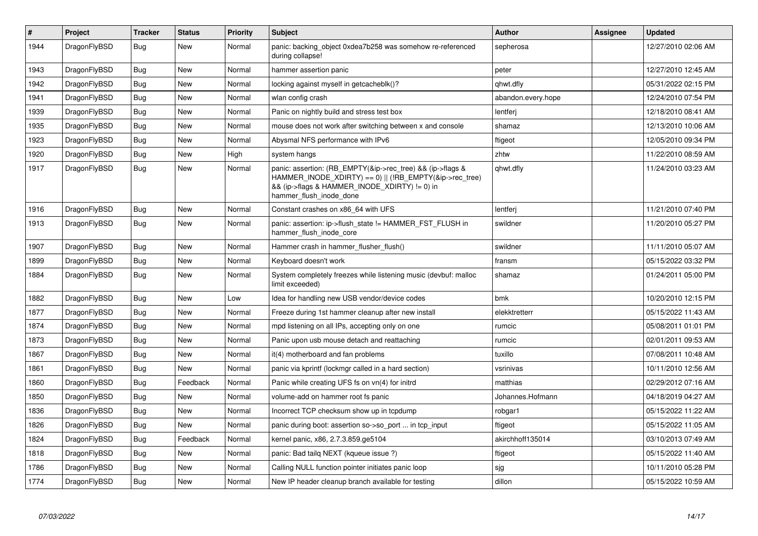| # | Project | Tracker | Status | Priority | Subject | Author | Assignee | Updated |
|---|---|---|---|---|---|---|---|---|
| 1944 | DragonFlyBSD | Bug | New | Normal | panic: backing_object 0xdea7b258 was somehow re-referenced during collapse! | sepherosa | | 12/27/2010 02:06 AM |
| 1943 | DragonFlyBSD | Bug | New | Normal | hammer assertion panic | peter | | 12/27/2010 12:45 AM |
| 1942 | DragonFlyBSD | Bug | New | Normal | locking against myself in getcacheblk()? | qhwt.dfly | | 05/31/2022 02:15 PM |
| 1941 | DragonFlyBSD | Bug | New | Normal | wlan config crash | abandon.every.hope | | 12/24/2010 07:54 PM |
| 1939 | DragonFlyBSD | Bug | New | Normal | Panic on nightly build and stress test box | lentferj | | 12/18/2010 08:41 AM |
| 1935 | DragonFlyBSD | Bug | New | Normal | mouse does not work after switching between x and console | shamaz | | 12/13/2010 10:06 AM |
| 1923 | DragonFlyBSD | Bug | New | Normal | Abysmal NFS performance with IPv6 | ftigeot | | 12/05/2010 09:34 PM |
| 1920 | DragonFlyBSD | Bug | New | High | system hangs | zhtw | | 11/22/2010 08:59 AM |
| 1917 | DragonFlyBSD | Bug | New | Normal | panic: assertion: (RB_EMPTY(&ip->rec_tree) && (ip->flags & HAMMER_INODE_XDIRTY) == 0) \|\| (!RB_EMPTY(&ip->rec_tree) && (ip->flags & HAMMER_INODE_XDIRTY) != 0) in hammer_flush_inode_done | qhwt.dfly | | 11/24/2010 03:23 AM |
| 1916 | DragonFlyBSD | Bug | New | Normal | Constant crashes on x86_64 with UFS | lentferj | | 11/21/2010 07:40 PM |
| 1913 | DragonFlyBSD | Bug | New | Normal | panic: assertion: ip->flush_state != HAMMER_FST_FLUSH in hammer_flush_inode_core | swildner | | 11/20/2010 05:27 PM |
| 1907 | DragonFlyBSD | Bug | New | Normal | Hammer crash in hammer_flusher_flush() | swildner | | 11/11/2010 05:07 AM |
| 1899 | DragonFlyBSD | Bug | New | Normal | Keyboard doesn't work | fransm | | 05/15/2022 03:32 PM |
| 1884 | DragonFlyBSD | Bug | New | Normal | System completely freezes while listening music (devbuf: malloc limit exceeded) | shamaz | | 01/24/2011 05:00 PM |
| 1882 | DragonFlyBSD | Bug | New | Low | Idea for handling new USB vendor/device codes | bmk | | 10/20/2010 12:15 PM |
| 1877 | DragonFlyBSD | Bug | New | Normal | Freeze during 1st hammer cleanup after new install | elekktretterr | | 05/15/2022 11:43 AM |
| 1874 | DragonFlyBSD | Bug | New | Normal | mpd listening on all IPs, accepting only on one | rumcic | | 05/08/2011 01:01 PM |
| 1873 | DragonFlyBSD | Bug | New | Normal | Panic upon usb mouse detach and reattaching | rumcic | | 02/01/2011 09:53 AM |
| 1867 | DragonFlyBSD | Bug | New | Normal | it(4) motherboard and fan problems | tuxillo | | 07/08/2011 10:48 AM |
| 1861 | DragonFlyBSD | Bug | New | Normal | panic via kprintf (lockmgr called in a hard section) | vsrinivas | | 10/11/2010 12:56 AM |
| 1860 | DragonFlyBSD | Bug | Feedback | Normal | Panic while creating UFS fs on vn(4) for initrd | matthias | | 02/29/2012 07:16 AM |
| 1850 | DragonFlyBSD | Bug | New | Normal | volume-add on hammer root fs panic | Johannes.Hofmann | | 04/18/2019 04:27 AM |
| 1836 | DragonFlyBSD | Bug | New | Normal | Incorrect TCP checksum show up in tcpdump | robgar1 | | 05/15/2022 11:22 AM |
| 1826 | DragonFlyBSD | Bug | New | Normal | panic during boot: assertion so->so_port ... in tcp_input | ftigeot | | 05/15/2022 11:05 AM |
| 1824 | DragonFlyBSD | Bug | Feedback | Normal | kernel panic, x86, 2.7.3.859.ge5104 | akirchhoff135014 | | 03/10/2013 07:49 AM |
| 1818 | DragonFlyBSD | Bug | New | Normal | panic: Bad tailq NEXT (kqueue issue ?) | ftigeot | | 05/15/2022 11:40 AM |
| 1786 | DragonFlyBSD | Bug | New | Normal | Calling NULL function pointer initiates panic loop | sjg | | 10/11/2010 05:28 PM |
| 1774 | DragonFlyBSD | Bug | New | Normal | New IP header cleanup branch available for testing | dillon | | 05/15/2022 10:59 AM |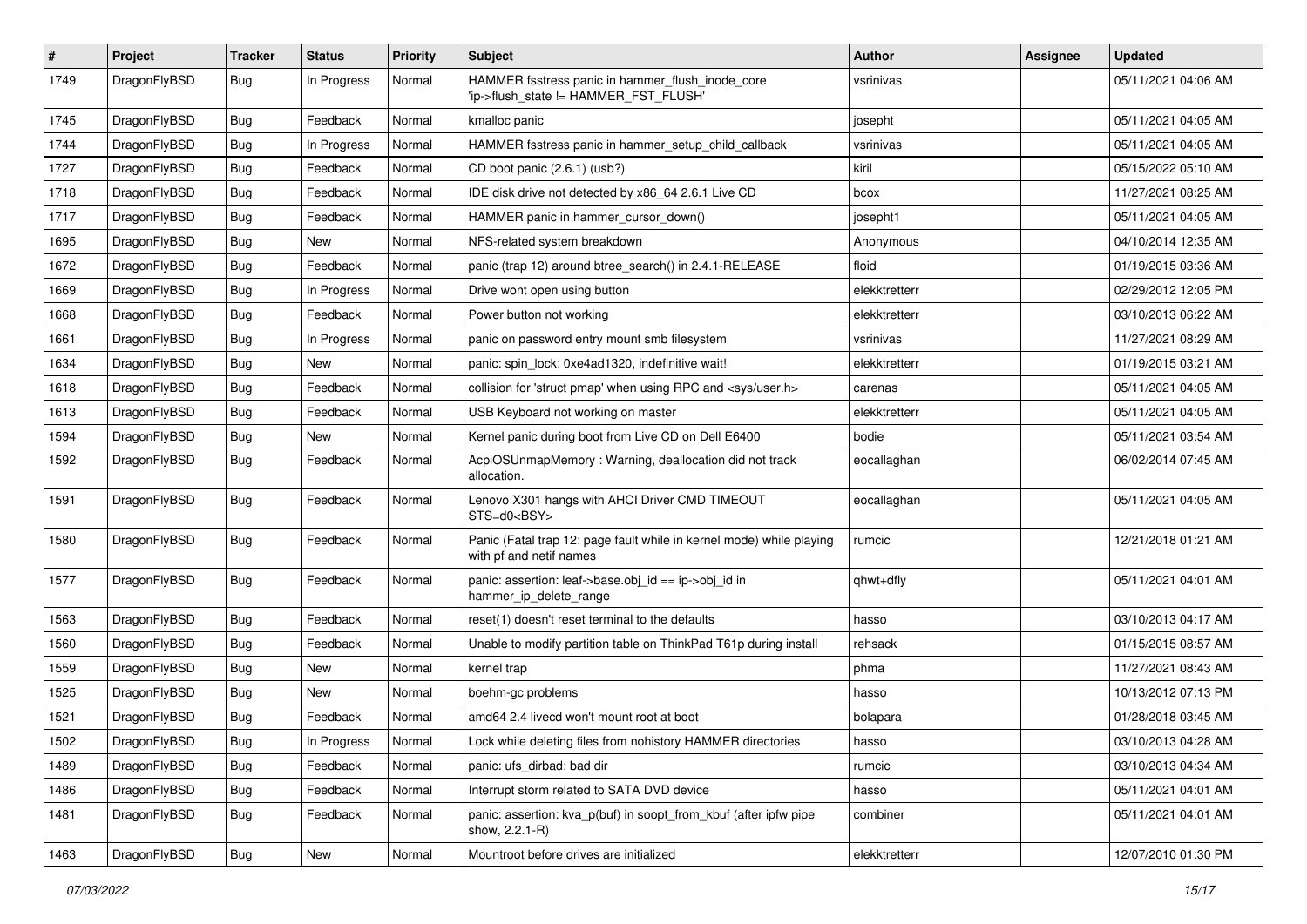| # | Project | Tracker | Status | Priority | Subject | Author | Assignee | Updated |
|---|---|---|---|---|---|---|---|---|
| 1749 | DragonFlyBSD | Bug | In Progress | Normal | HAMMER fsstress panic in hammer_flush_inode_core 'ip->flush_state != HAMMER_FST_FLUSH' | vsrinivas | | 05/11/2021 04:06 AM |
| 1745 | DragonFlyBSD | Bug | Feedback | Normal | kmalloc panic | josepht | | 05/11/2021 04:05 AM |
| 1744 | DragonFlyBSD | Bug | In Progress | Normal | HAMMER fsstress panic in hammer_setup_child_callback | vsrinivas | | 05/11/2021 04:05 AM |
| 1727 | DragonFlyBSD | Bug | Feedback | Normal | CD boot panic (2.6.1) (usb?) | kiril | | 05/15/2022 05:10 AM |
| 1718 | DragonFlyBSD | Bug | Feedback | Normal | IDE disk drive not detected by x86_64 2.6.1 Live CD | bcox | | 11/27/2021 08:25 AM |
| 1717 | DragonFlyBSD | Bug | Feedback | Normal | HAMMER panic in hammer_cursor_down() | josepht1 | | 05/11/2021 04:05 AM |
| 1695 | DragonFlyBSD | Bug | New | Normal | NFS-related system breakdown | Anonymous | | 04/10/2014 12:35 AM |
| 1672 | DragonFlyBSD | Bug | Feedback | Normal | panic (trap 12) around btree_search() in 2.4.1-RELEASE | floid | | 01/19/2015 03:36 AM |
| 1669 | DragonFlyBSD | Bug | In Progress | Normal | Drive wont open using button | elekktretterr | | 02/29/2012 12:05 PM |
| 1668 | DragonFlyBSD | Bug | Feedback | Normal | Power button not working | elekktretterr | | 03/10/2013 06:22 AM |
| 1661 | DragonFlyBSD | Bug | In Progress | Normal | panic on password entry mount smb filesystem | vsrinivas | | 11/27/2021 08:29 AM |
| 1634 | DragonFlyBSD | Bug | New | Normal | panic: spin_lock: 0xe4ad1320, indefinitive wait! | elekktretterr | | 01/19/2015 03:21 AM |
| 1618 | DragonFlyBSD | Bug | Feedback | Normal | collision for 'struct pmap' when using RPC and <sys/user.h> | carenas | | 05/11/2021 04:05 AM |
| 1613 | DragonFlyBSD | Bug | Feedback | Normal | USB Keyboard not working on master | elekktretterr | | 05/11/2021 04:05 AM |
| 1594 | DragonFlyBSD | Bug | New | Normal | Kernel panic during boot from Live CD on Dell E6400 | bodie | | 05/11/2021 03:54 AM |
| 1592 | DragonFlyBSD | Bug | Feedback | Normal | AcpiOSUnmapMemory : Warning, deallocation did not track allocation. | eocallaghan | | 06/02/2014 07:45 AM |
| 1591 | DragonFlyBSD | Bug | Feedback | Normal | Lenovo X301 hangs with AHCI Driver CMD TIMEOUT STS=d0<BSY> | eocallaghan | | 05/11/2021 04:05 AM |
| 1580 | DragonFlyBSD | Bug | Feedback | Normal | Panic (Fatal trap 12: page fault while in kernel mode) while playing with pf and netif names | rumcic | | 12/21/2018 01:21 AM |
| 1577 | DragonFlyBSD | Bug | Feedback | Normal | panic: assertion: leaf->base.obj_id == ip->obj_id in hammer_ip_delete_range | qhwt+dfly | | 05/11/2021 04:01 AM |
| 1563 | DragonFlyBSD | Bug | Feedback | Normal | reset(1) doesn't reset terminal to the defaults | hasso | | 03/10/2013 04:17 AM |
| 1560 | DragonFlyBSD | Bug | Feedback | Normal | Unable to modify partition table on ThinkPad T61p during install | rehsack | | 01/15/2015 08:57 AM |
| 1559 | DragonFlyBSD | Bug | New | Normal | kernel trap | phma | | 11/27/2021 08:43 AM |
| 1525 | DragonFlyBSD | Bug | New | Normal | boehm-gc problems | hasso | | 10/13/2012 07:13 PM |
| 1521 | DragonFlyBSD | Bug | Feedback | Normal | amd64 2.4 livecd won't mount root at boot | bolapara | | 01/28/2018 03:45 AM |
| 1502 | DragonFlyBSD | Bug | In Progress | Normal | Lock while deleting files from nohistory HAMMER directories | hasso | | 03/10/2013 04:28 AM |
| 1489 | DragonFlyBSD | Bug | Feedback | Normal | panic: ufs_dirbad: bad dir | rumcic | | 03/10/2013 04:34 AM |
| 1486 | DragonFlyBSD | Bug | Feedback | Normal | Interrupt storm related to SATA DVD device | hasso | | 05/11/2021 04:01 AM |
| 1481 | DragonFlyBSD | Bug | Feedback | Normal | panic: assertion: kva_p(buf) in soopt_from_kbuf (after ipfw pipe show, 2.2.1-R) | combiner | | 05/11/2021 04:01 AM |
| 1463 | DragonFlyBSD | Bug | New | Normal | Mountroot before drives are initialized | elekktretterr | | 12/07/2010 01:30 PM |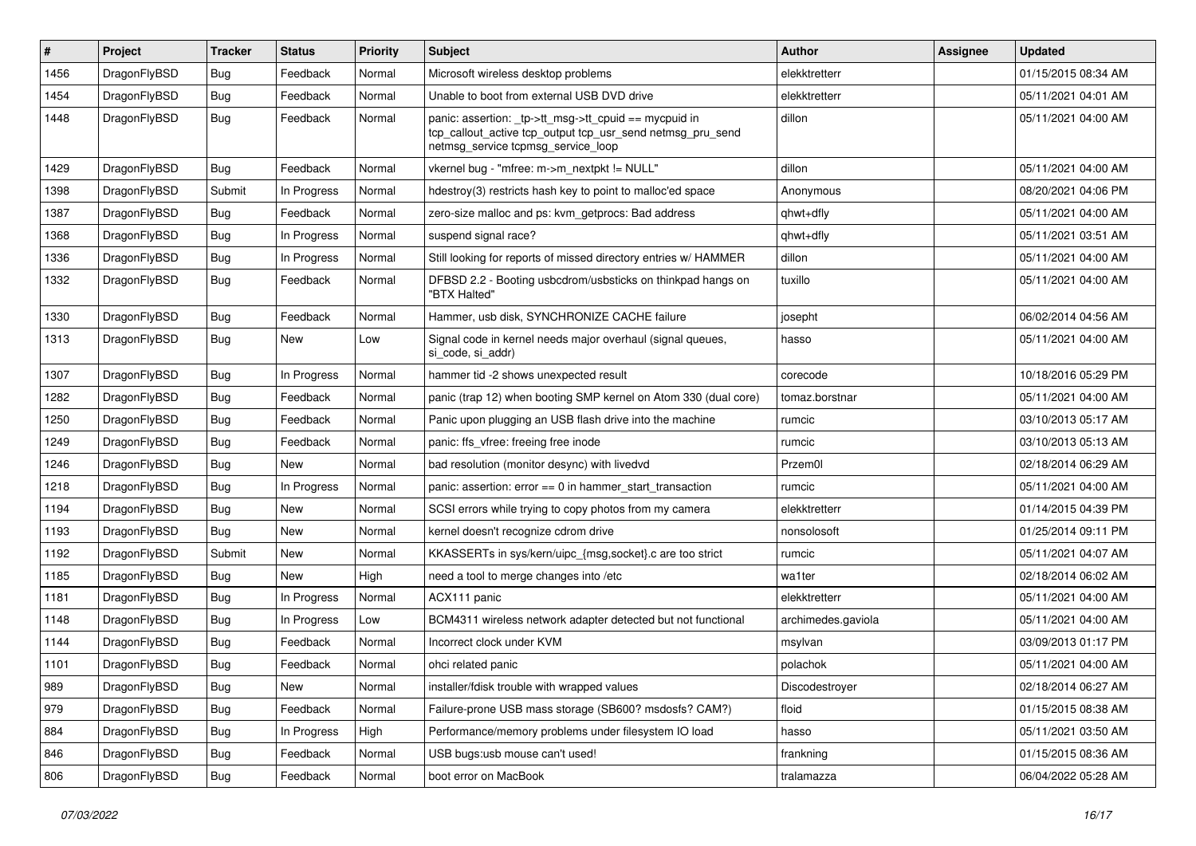| # | Project | Tracker | Status | Priority | Subject | Author | Assignee | Updated |
|---|---|---|---|---|---|---|---|---|
| 1456 | DragonFlyBSD | Bug | Feedback | Normal | Microsoft wireless desktop problems | elekktretterr | | 01/15/2015 08:34 AM |
| 1454 | DragonFlyBSD | Bug | Feedback | Normal | Unable to boot from external USB DVD drive | elekktretterr | | 05/11/2021 04:01 AM |
| 1448 | DragonFlyBSD | Bug | Feedback | Normal | panic: assertion: _tp->tt_msg->tt_cpuid == mycpuid in tcp_callout_active tcp_output tcp_usr_send netmsg_pru_send netmsg_service tcpmsg_service_loop | dillon | | 05/11/2021 04:00 AM |
| 1429 | DragonFlyBSD | Bug | Feedback | Normal | vkernel bug - "mfree: m->m_nextpkt != NULL" | dillon | | 05/11/2021 04:00 AM |
| 1398 | DragonFlyBSD | Submit | In Progress | Normal | hdestroy(3) restricts hash key to point to malloc'ed space | Anonymous | | 08/20/2021 04:06 PM |
| 1387 | DragonFlyBSD | Bug | Feedback | Normal | zero-size malloc and ps: kvm_getprocs: Bad address | qhwt+dfly | | 05/11/2021 04:00 AM |
| 1368 | DragonFlyBSD | Bug | In Progress | Normal | suspend signal race? | qhwt+dfly | | 05/11/2021 03:51 AM |
| 1336 | DragonFlyBSD | Bug | In Progress | Normal | Still looking for reports of missed directory entries w/ HAMMER | dillon | | 05/11/2021 04:00 AM |
| 1332 | DragonFlyBSD | Bug | Feedback | Normal | DFBSD 2.2 - Booting usbcdrom/usbsticks on thinkpad hangs on "BTX Halted" | tuxillo | | 05/11/2021 04:00 AM |
| 1330 | DragonFlyBSD | Bug | Feedback | Normal | Hammer, usb disk, SYNCHRONIZE CACHE failure | josepht | | 06/02/2014 04:56 AM |
| 1313 | DragonFlyBSD | Bug | New | Low | Signal code in kernel needs major overhaul (signal queues, si_code, si_addr) | hasso | | 05/11/2021 04:00 AM |
| 1307 | DragonFlyBSD | Bug | In Progress | Normal | hammer tid -2 shows unexpected result | corecode | | 10/18/2016 05:29 PM |
| 1282 | DragonFlyBSD | Bug | Feedback | Normal | panic (trap 12) when booting SMP kernel on Atom 330 (dual core) | tomaz.borstnar | | 05/11/2021 04:00 AM |
| 1250 | DragonFlyBSD | Bug | Feedback | Normal | Panic upon plugging an USB flash drive into the machine | rumcic | | 03/10/2013 05:17 AM |
| 1249 | DragonFlyBSD | Bug | Feedback | Normal | panic: ffs_vfree: freeing free inode | rumcic | | 03/10/2013 05:13 AM |
| 1246 | DragonFlyBSD | Bug | New | Normal | bad resolution (monitor desync) with livedvd | Przem0l | | 02/18/2014 06:29 AM |
| 1218 | DragonFlyBSD | Bug | In Progress | Normal | panic: assertion: error == 0 in hammer_start_transaction | rumcic | | 05/11/2021 04:00 AM |
| 1194 | DragonFlyBSD | Bug | New | Normal | SCSI errors while trying to copy photos from my camera | elekktretterr | | 01/14/2015 04:39 PM |
| 1193 | DragonFlyBSD | Bug | New | Normal | kernel doesn't recognize cdrom drive | nonsolosoft | | 01/25/2014 09:11 PM |
| 1192 | DragonFlyBSD | Submit | New | Normal | KKASSERTs in sys/kern/uipc_{msg,socket}.c are too strict | rumcic | | 05/11/2021 04:07 AM |
| 1185 | DragonFlyBSD | Bug | New | High | need a tool to merge changes into /etc | wa1ter | | 02/18/2014 06:02 AM |
| 1181 | DragonFlyBSD | Bug | In Progress | Normal | ACX111 panic | elekktretterr | | 05/11/2021 04:00 AM |
| 1148 | DragonFlyBSD | Bug | In Progress | Low | BCM4311 wireless network adapter detected but not functional | archimedes.gaviola | | 05/11/2021 04:00 AM |
| 1144 | DragonFlyBSD | Bug | Feedback | Normal | Incorrect clock under KVM | msylvan | | 03/09/2013 01:17 PM |
| 1101 | DragonFlyBSD | Bug | Feedback | Normal | ohci related panic | polachok | | 05/11/2021 04:00 AM |
| 989 | DragonFlyBSD | Bug | New | Normal | installer/fdisk trouble with wrapped values | Discodestroyer | | 02/18/2014 06:27 AM |
| 979 | DragonFlyBSD | Bug | Feedback | Normal | Failure-prone USB mass storage (SB600? msdosfs? CAM?) | floid | | 01/15/2015 08:38 AM |
| 884 | DragonFlyBSD | Bug | In Progress | High | Performance/memory problems under filesystem IO load | hasso | | 05/11/2021 03:50 AM |
| 846 | DragonFlyBSD | Bug | Feedback | Normal | USB bugs:usb mouse can't used! | frankning | | 01/15/2015 08:36 AM |
| 806 | DragonFlyBSD | Bug | Feedback | Normal | boot error on MacBook | tralamazza | | 06/04/2022 05:28 AM |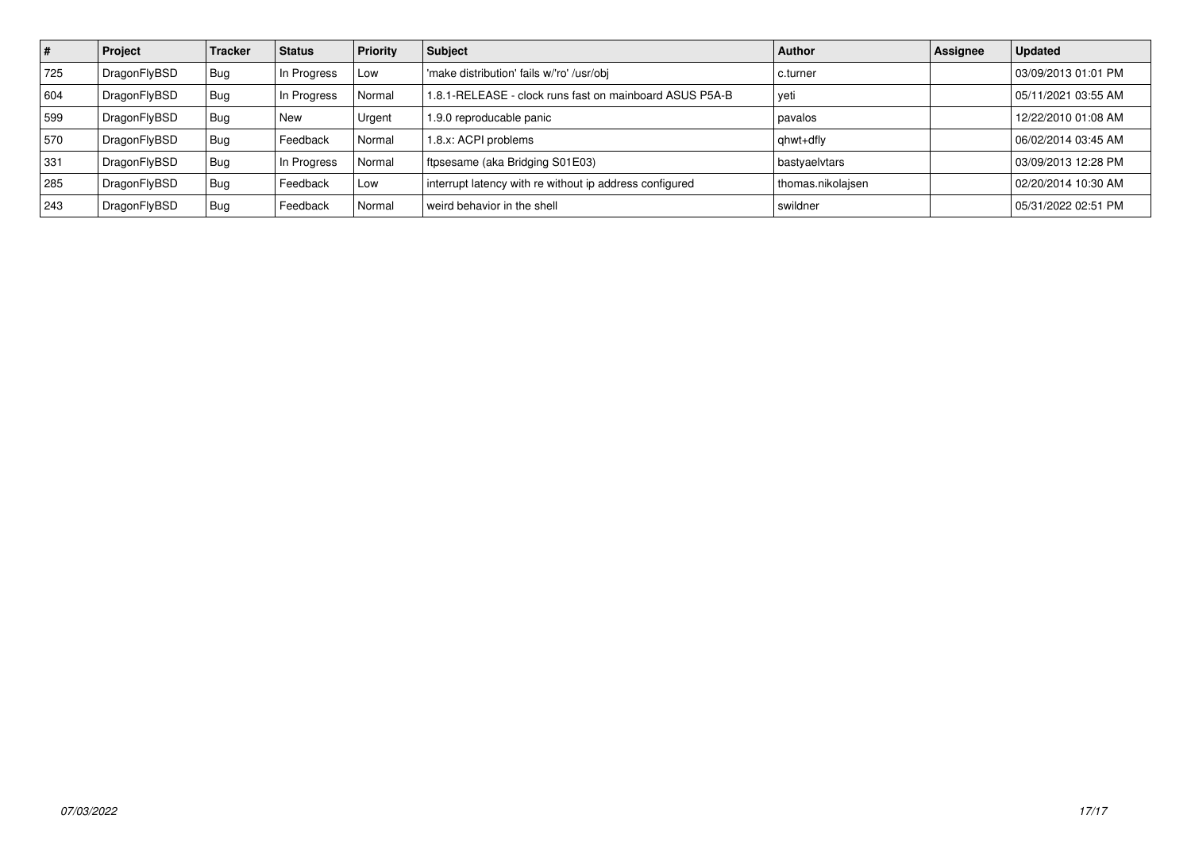| # | Project | Tracker | Status | Priority | Subject | Author | Assignee | Updated |
|---|---|---|---|---|---|---|---|---|
| 725 | DragonFlyBSD | Bug | In Progress | Low | 'make distribution' fails w/'ro' /usr/obj | c.turner | | 03/09/2013 01:01 PM |
| 604 | DragonFlyBSD | Bug | In Progress | Normal | 1.8.1-RELEASE - clock runs fast on mainboard ASUS P5A-B | yeti | | 05/11/2021 03:55 AM |
| 599 | DragonFlyBSD | Bug | New | Urgent | 1.9.0 reproducable panic | pavalos | | 12/22/2010 01:08 AM |
| 570 | DragonFlyBSD | Bug | Feedback | Normal | 1.8.x: ACPI problems | qhwt+dfly | | 06/02/2014 03:45 AM |
| 331 | DragonFlyBSD | Bug | In Progress | Normal | ftpsesame (aka Bridging S01E03) | bastyaelvtars | | 03/09/2013 12:28 PM |
| 285 | DragonFlyBSD | Bug | Feedback | Low | interrupt latency with re without ip address configured | thomas.nikolajsen | | 02/20/2014 10:30 AM |
| 243 | DragonFlyBSD | Bug | Feedback | Normal | weird behavior in the shell | swildner | | 05/31/2022 02:51 PM |